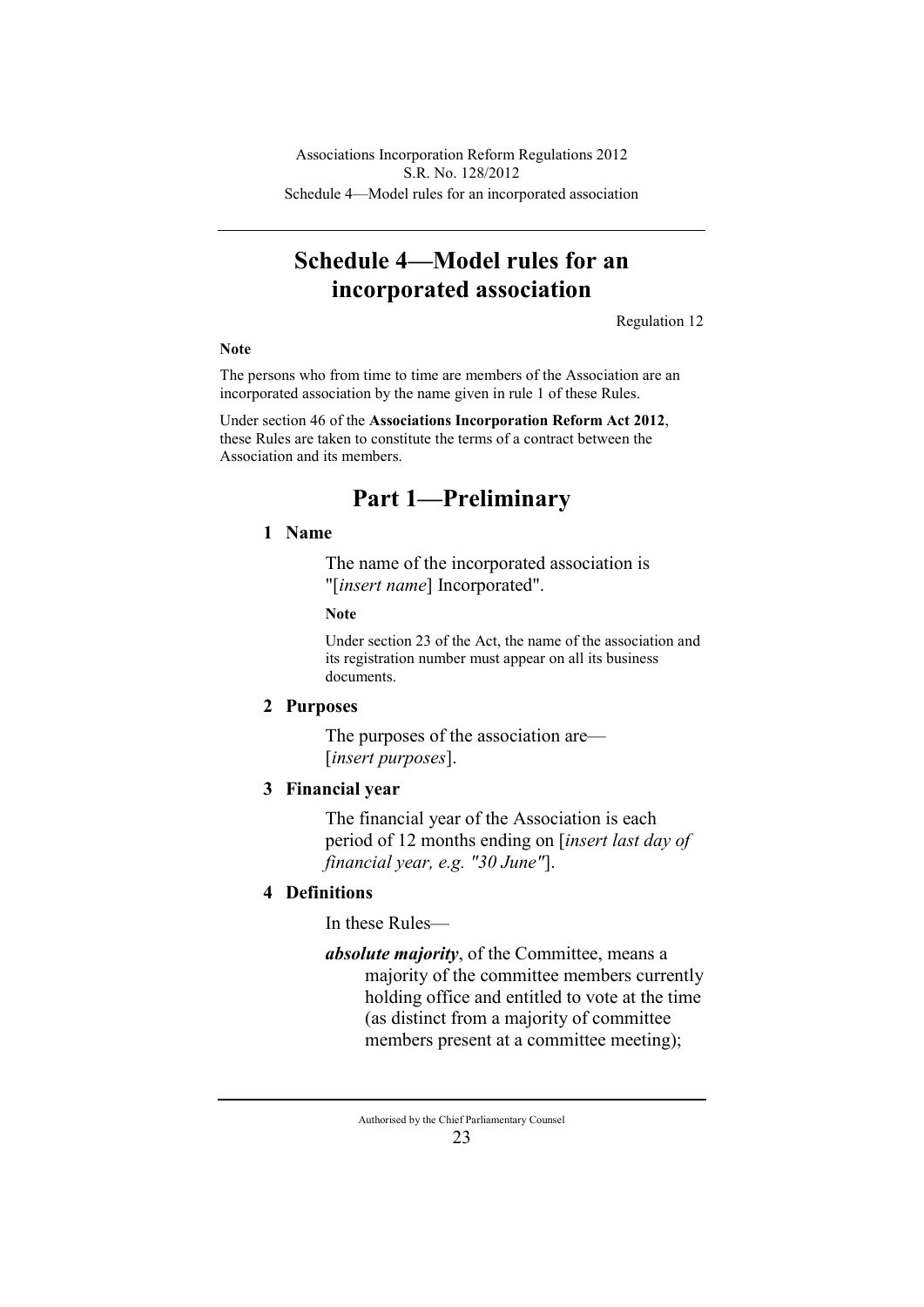# Schedule 4—Model rules for an incorporated association

Regulation 12

**Note**

The persons who from time to time are members of the Association are an incorporated association by the name given in rule 1 of these Rules.

Under section 46 of the **Associations Incorporation Reform Act 2012**, these Rules are taken to constitute the terms of a contract between the Association and its members.

## Part 1—Preliminary

### 1 Name

The name of the incorporated association is "[*insert name*] Incorporated".

**Note**

Under section 23 of the Act, the name of the association and its registration number must appear on all its business documents.

### 2 Purposes

The purposes of the association are—
[*insert purposes*].

### 3 Financial year

The financial year of the Association is each period of 12 months ending on [*insert last day of financial year, e.g. "30 June"*].

### 4 Definitions

In these Rules—

***absolute majority***, of the Committee, means a majority of the committee members currently holding office and entitled to vote at the time (as distinct from a majority of committee members present at a committee meeting);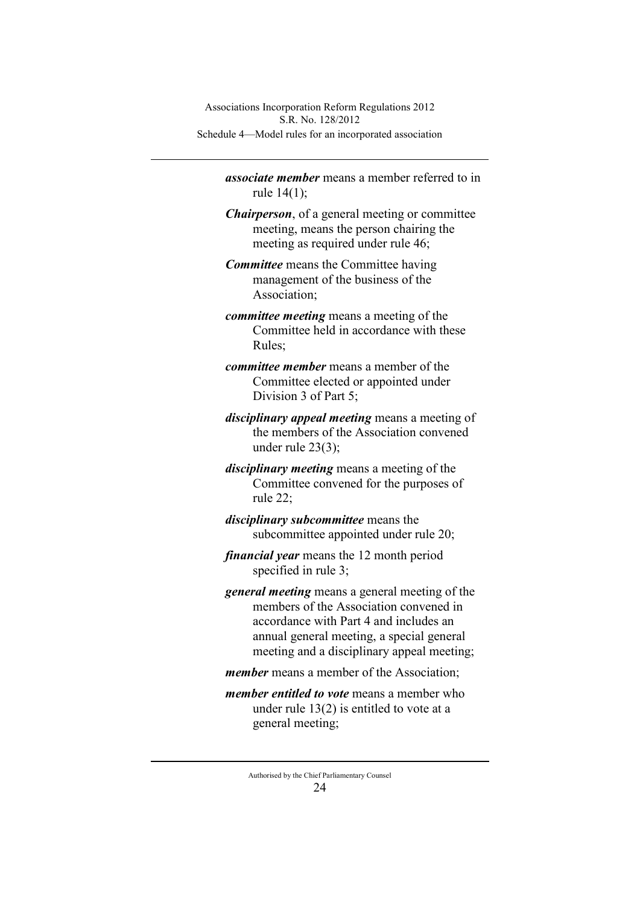***associate member*** means a member referred to in rule 14(1);

***Chairperson***, of a general meeting or committee meeting, means the person chairing the meeting as required under rule 46;

***Committee*** means the Committee having management of the business of the Association;

***committee meeting*** means a meeting of the Committee held in accordance with these Rules;

***committee member*** means a member of the Committee elected or appointed under Division 3 of Part 5;

***disciplinary appeal meeting*** means a meeting of the members of the Association convened under rule 23(3);

***disciplinary meeting*** means a meeting of the Committee convened for the purposes of rule 22;

***disciplinary subcommittee*** means the subcommittee appointed under rule 20;

***financial year*** means the 12 month period specified in rule 3;

***general meeting*** means a general meeting of the members of the Association convened in accordance with Part 4 and includes an annual general meeting, a special general meeting and a disciplinary appeal meeting;

***member*** means a member of the Association;

***member entitled to vote*** means a member who under rule 13(2) is entitled to vote at a general meeting;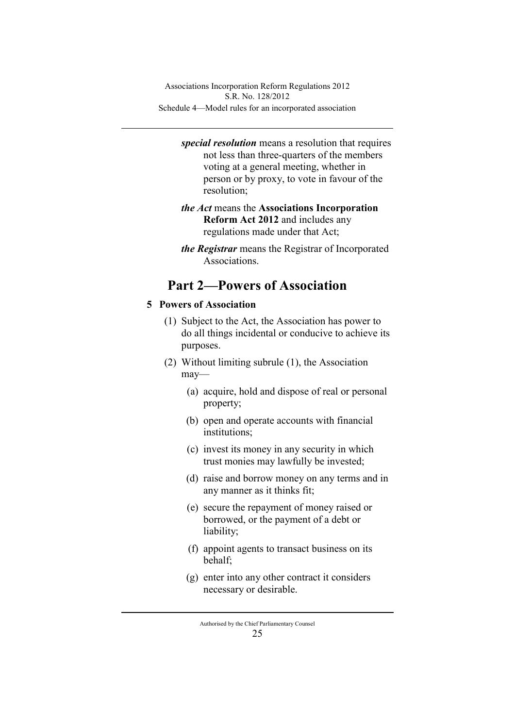***special resolution*** means a resolution that requires not less than three-quarters of the members voting at a general meeting, whether in person or by proxy, to vote in favour of the resolution;

***the Act*** means the **Associations Incorporation Reform Act 2012** and includes any regulations made under that Act;

***the Registrar*** means the Registrar of Incorporated Associations.

## Part 2—Powers of Association

### 5 Powers of Association

(1) Subject to the Act, the Association has power to do all things incidental or conducive to achieve its purposes.

(2) Without limiting subrule (1), the Association may—

- (a) acquire, hold and dispose of real or personal property;
- (b) open and operate accounts with financial institutions;
- (c) invest its money in any security in which trust monies may lawfully be invested;
- (d) raise and borrow money on any terms and in any manner as it thinks fit;
- (e) secure the repayment of money raised or borrowed, or the payment of a debt or liability;
- (f) appoint agents to transact business on its behalf;
- (g) enter into any other contract it considers necessary or desirable.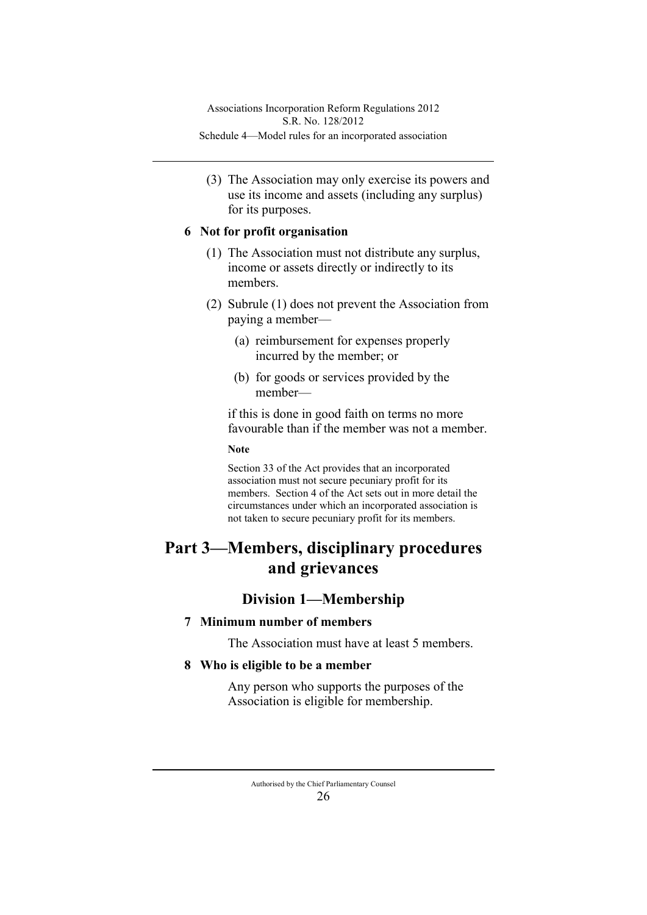(3) The Association may only exercise its powers and use its income and assets (including any surplus) for its purposes.

### 6 Not for profit organisation

(1) The Association must not distribute any surplus, income or assets directly or indirectly to its members.

(2) Subrule (1) does not prevent the Association from paying a member—

(a) reimbursement for expenses properly incurred by the member; or

(b) for goods or services provided by the member—

if this is done in good faith on terms no more favourable than if the member was not a member.

**Note**

Section 33 of the Act provides that an incorporated association must not secure pecuniary profit for its members. Section 4 of the Act sets out in more detail the circumstances under which an incorporated association is not taken to secure pecuniary profit for its members.

# Part 3—Members, disciplinary procedures and grievances

## Division 1—Membership

### 7 Minimum number of members

The Association must have at least 5 members.

### 8 Who is eligible to be a member

Any person who supports the purposes of the Association is eligible for membership.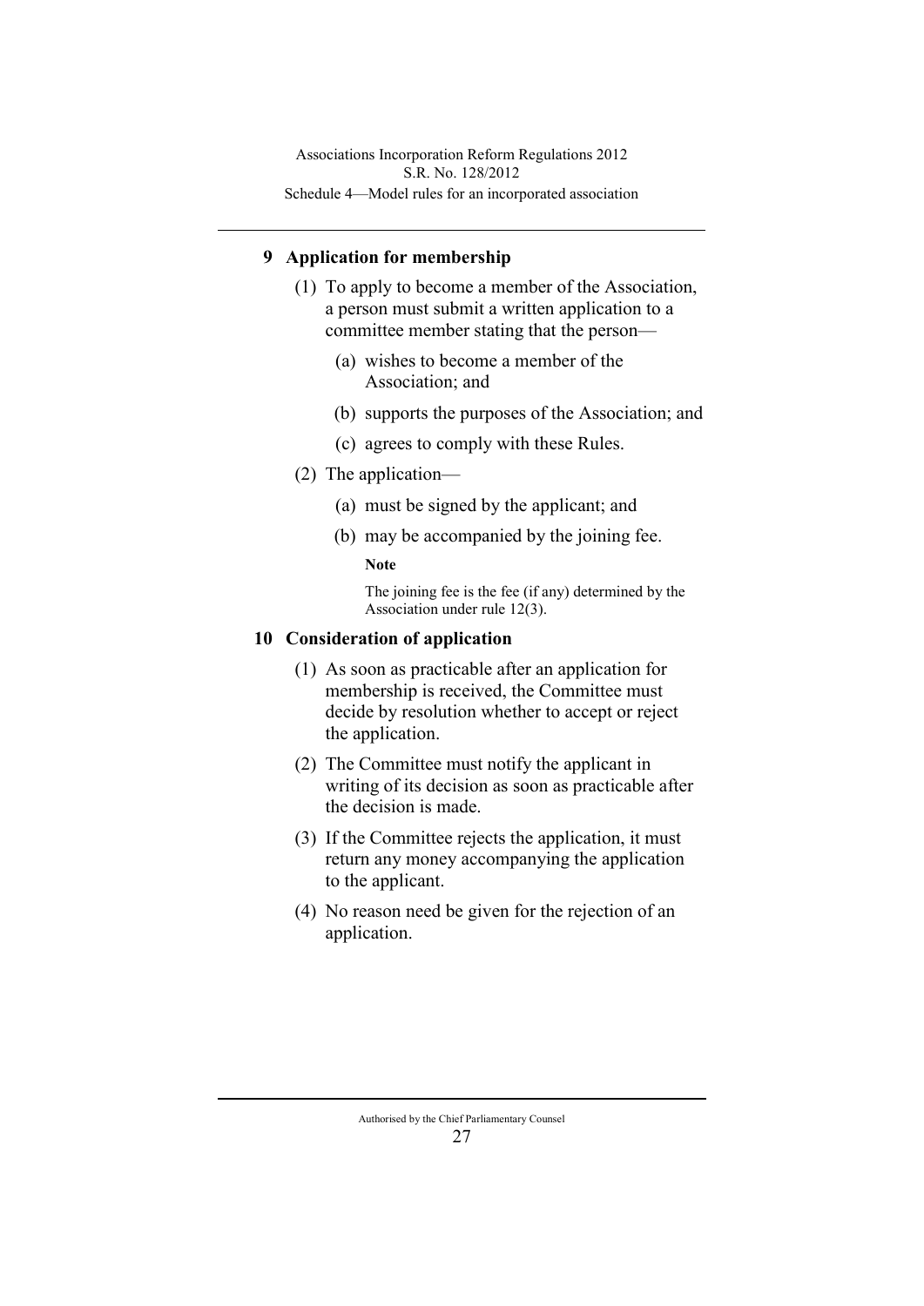## 9 Application for membership

(1) To apply to become a member of the Association, a person must submit a written application to a committee member stating that the person—

(a) wishes to become a member of the Association; and

(b) supports the purposes of the Association; and

(c) agrees to comply with these Rules.

(2) The application—

(a) must be signed by the applicant; and

(b) may be accompanied by the joining fee.

**Note**

The joining fee is the fee (if any) determined by the Association under rule 12(3).

## 10 Consideration of application

(1) As soon as practicable after an application for membership is received, the Committee must decide by resolution whether to accept or reject the application.

(2) The Committee must notify the applicant in writing of its decision as soon as practicable after the decision is made.

(3) If the Committee rejects the application, it must return any money accompanying the application to the applicant.

(4) No reason need be given for the rejection of an application.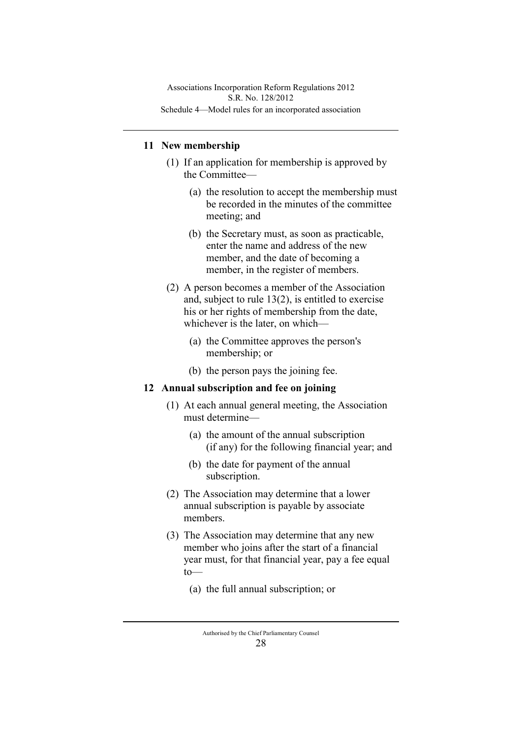## 11 New membership

(1) If an application for membership is approved by the Committee—

(a) the resolution to accept the membership must be recorded in the minutes of the committee meeting; and

(b) the Secretary must, as soon as practicable, enter the name and address of the new member, and the date of becoming a member, in the register of members.

(2) A person becomes a member of the Association and, subject to rule 13(2), is entitled to exercise his or her rights of membership from the date, whichever is the later, on which—

(a) the Committee approves the person's membership; or

(b) the person pays the joining fee.

## 12 Annual subscription and fee on joining

(1) At each annual general meeting, the Association must determine—

(a) the amount of the annual subscription (if any) for the following financial year; and

(b) the date for payment of the annual subscription.

(2) The Association may determine that a lower annual subscription is payable by associate members.

(3) The Association may determine that any new member who joins after the start of a financial year must, for that financial year, pay a fee equal to—

(a) the full annual subscription; or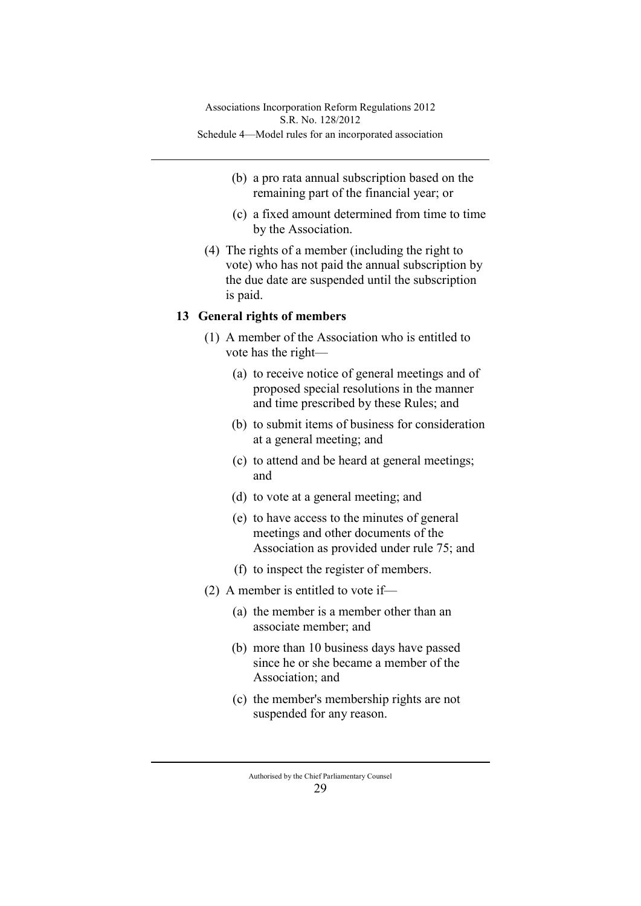(b) a pro rata annual subscription based on the remaining part of the financial year; or

(c) a fixed amount determined from time to time by the Association.

(4) The rights of a member (including the right to vote) who has not paid the annual subscription by the due date are suspended until the subscription is paid.

## 13 General rights of members

(1) A member of the Association who is entitled to vote has the right—

(a) to receive notice of general meetings and of proposed special resolutions in the manner and time prescribed by these Rules; and

(b) to submit items of business for consideration at a general meeting; and

(c) to attend and be heard at general meetings; and

(d) to vote at a general meeting; and

(e) to have access to the minutes of general meetings and other documents of the Association as provided under rule 75; and

(f) to inspect the register of members.

(2) A member is entitled to vote if—

(a) the member is a member other than an associate member; and

(b) more than 10 business days have passed since he or she became a member of the Association; and

(c) the member's membership rights are not suspended for any reason.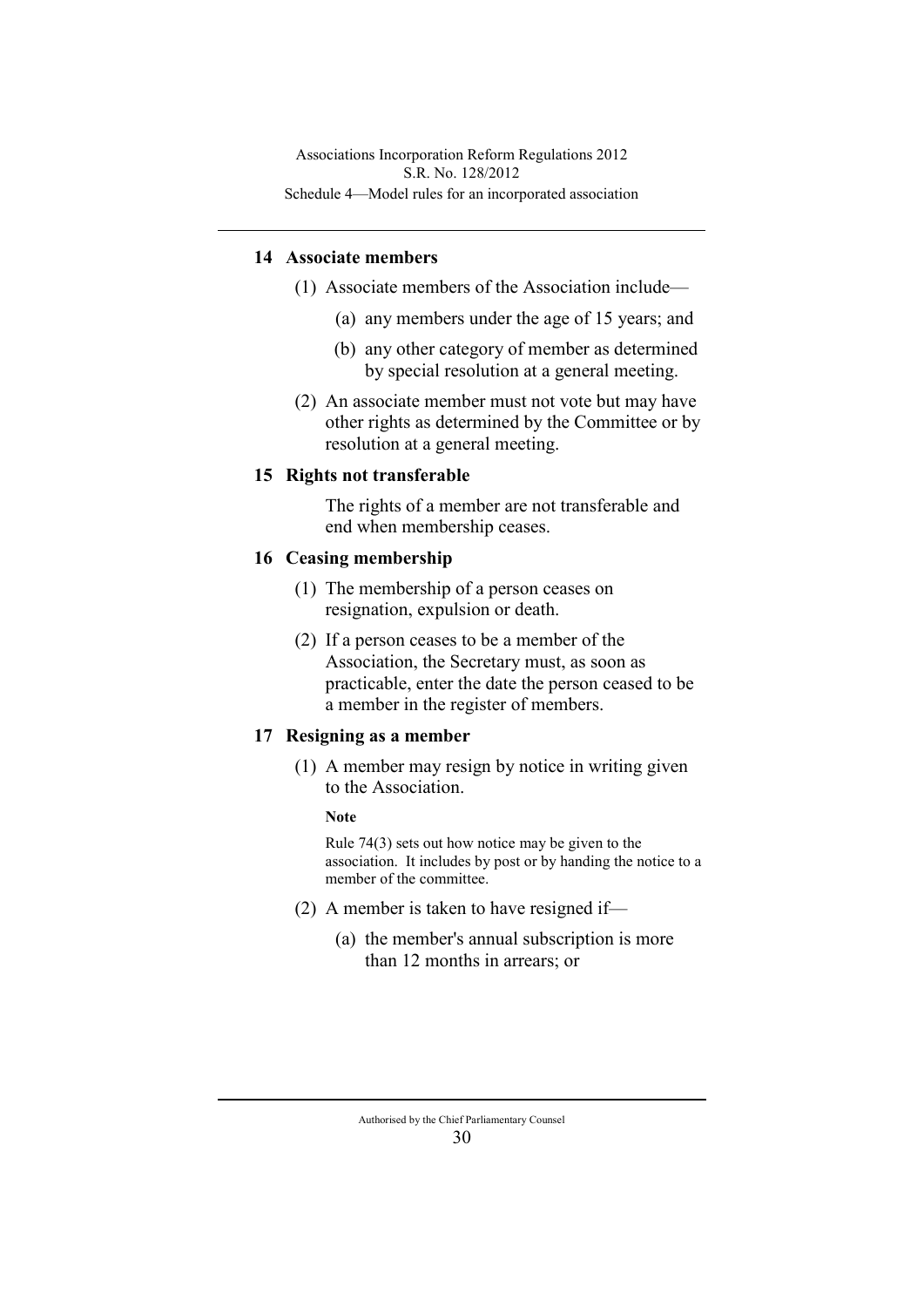## 14 Associate members

(1) Associate members of the Association include—

(a) any members under the age of 15 years; and

(b) any other category of member as determined by special resolution at a general meeting.

(2) An associate member must not vote but may have other rights as determined by the Committee or by resolution at a general meeting.

## 15 Rights not transferable

The rights of a member are not transferable and end when membership ceases.

## 16 Ceasing membership

(1) The membership of a person ceases on resignation, expulsion or death.

(2) If a person ceases to be a member of the Association, the Secretary must, as soon as practicable, enter the date the person ceased to be a member in the register of members.

## 17 Resigning as a member

(1) A member may resign by notice in writing given to the Association.

**Note**

Rule 74(3) sets out how notice may be given to the association. It includes by post or by handing the notice to a member of the committee.

(2) A member is taken to have resigned if—

(a) the member's annual subscription is more than 12 months in arrears; or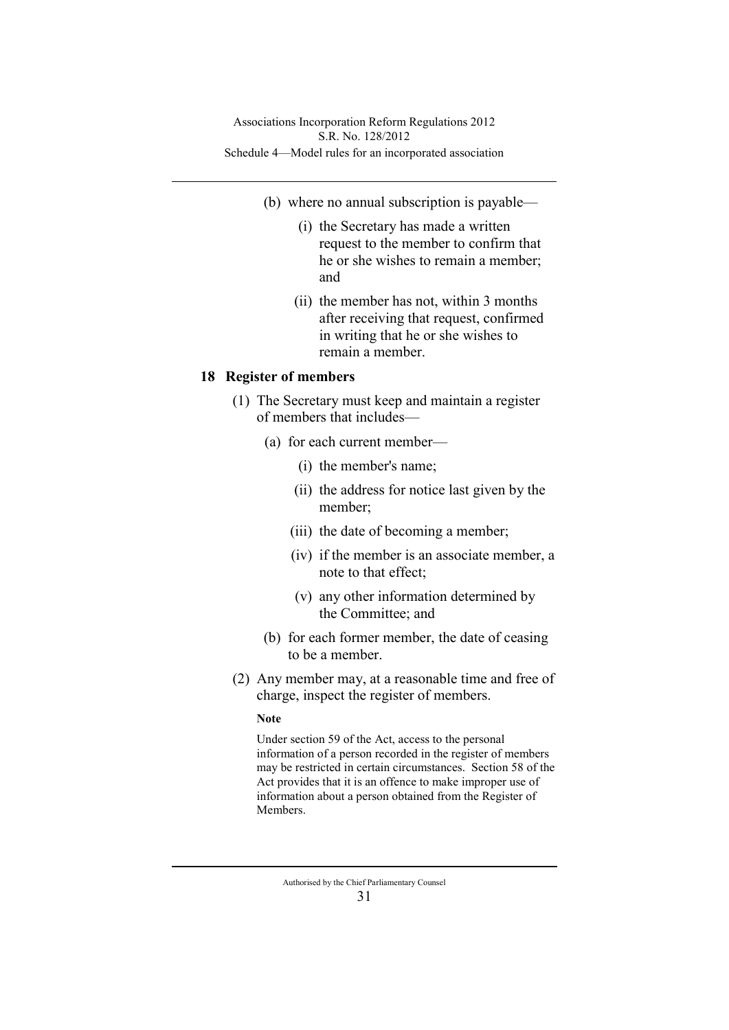(b) where no annual subscription is payable—

   (i) the Secretary has made a written request to the member to confirm that he or she wishes to remain a member; and

   (ii) the member has not, within 3 months after receiving that request, confirmed in writing that he or she wishes to remain a member.

## 18 Register of members

(1) The Secretary must keep and maintain a register of members that includes—

   (a) for each current member—

      (i) the member's name;

      (ii) the address for notice last given by the member;

      (iii) the date of becoming a member;

      (iv) if the member is an associate member, a note to that effect;

      (v) any other information determined by the Committee; and

   (b) for each former member, the date of ceasing to be a member.

(2) Any member may, at a reasonable time and free of charge, inspect the register of members.

**Note**

Under section 59 of the Act, access to the personal information of a person recorded in the register of members may be restricted in certain circumstances. Section 58 of the Act provides that it is an offence to make improper use of information about a person obtained from the Register of Members.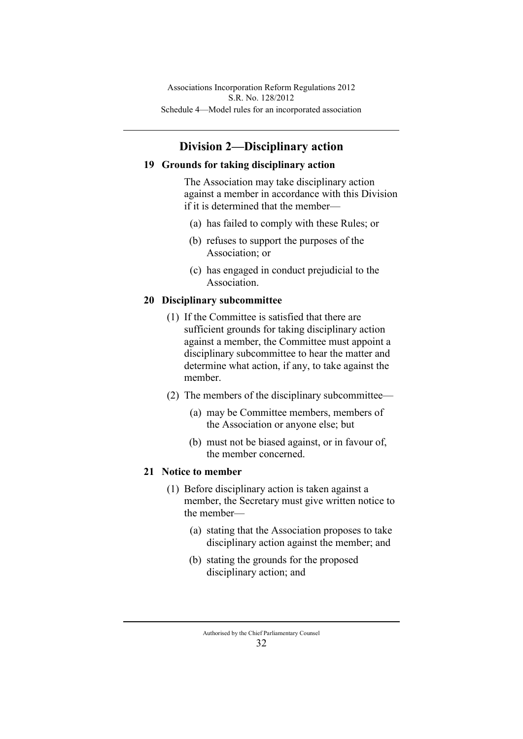## Division 2—Disciplinary action

### 19 Grounds for taking disciplinary action

The Association may take disciplinary action against a member in accordance with this Division if it is determined that the member—

(a) has failed to comply with these Rules; or

(b) refuses to support the purposes of the Association; or

(c) has engaged in conduct prejudicial to the Association.

### 20 Disciplinary subcommittee

(1) If the Committee is satisfied that there are sufficient grounds for taking disciplinary action against a member, the Committee must appoint a disciplinary subcommittee to hear the matter and determine what action, if any, to take against the member.

(2) The members of the disciplinary subcommittee—

(a) may be Committee members, members of the Association or anyone else; but

(b) must not be biased against, or in favour of, the member concerned.

### 21 Notice to member

(1) Before disciplinary action is taken against a member, the Secretary must give written notice to the member—

(a) stating that the Association proposes to take disciplinary action against the member; and

(b) stating the grounds for the proposed disciplinary action; and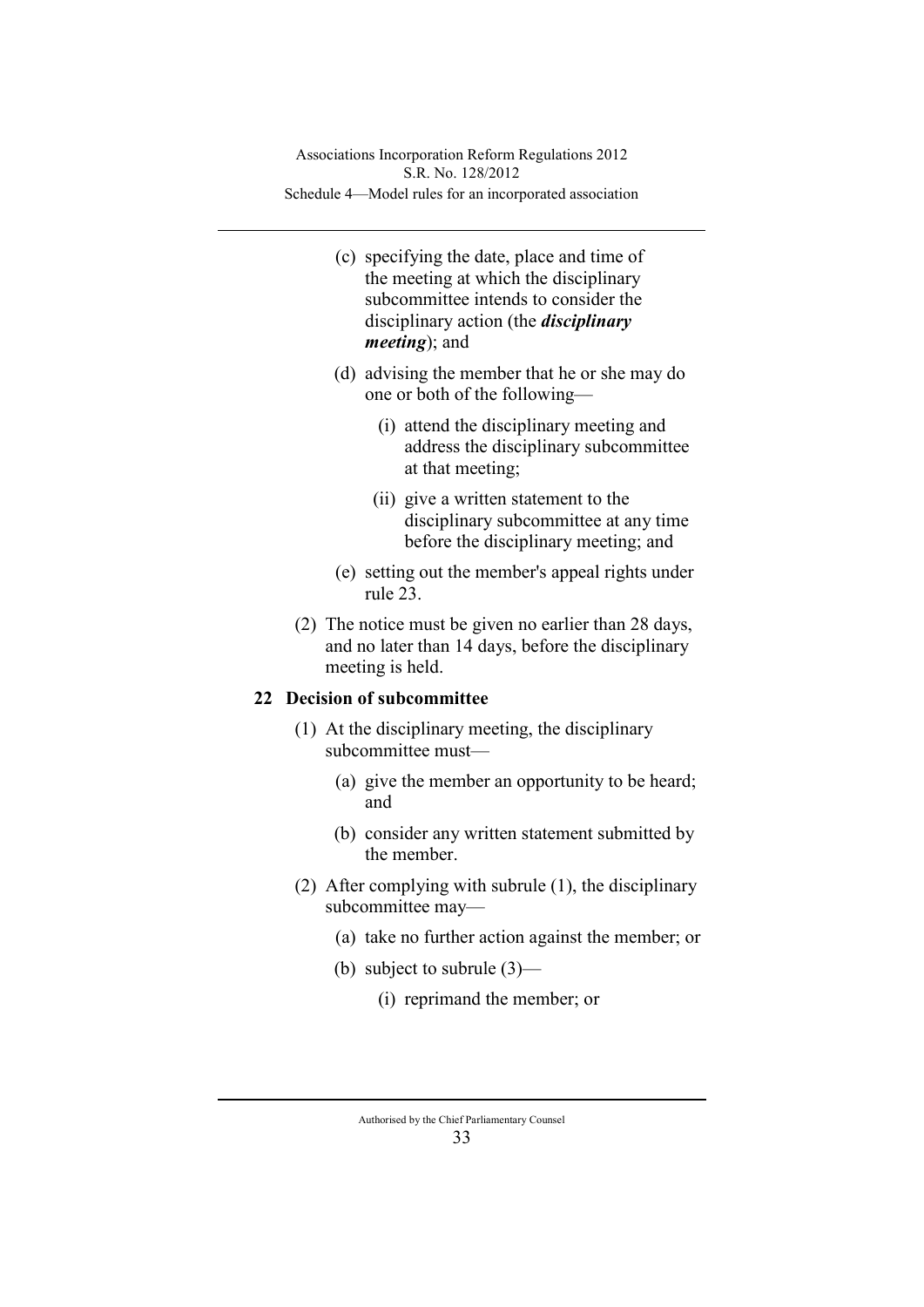(c) specifying the date, place and time of the meeting at which the disciplinary subcommittee intends to consider the disciplinary action (the ***disciplinary meeting***); and

(d) advising the member that he or she may do one or both of the following—

(i) attend the disciplinary meeting and address the disciplinary subcommittee at that meeting;

(ii) give a written statement to the disciplinary subcommittee at any time before the disciplinary meeting; and

(e) setting out the member's appeal rights under rule 23.

(2) The notice must be given no earlier than 28 days, and no later than 14 days, before the disciplinary meeting is held.

## 22 Decision of subcommittee

(1) At the disciplinary meeting, the disciplinary subcommittee must—

(a) give the member an opportunity to be heard; and

(b) consider any written statement submitted by the member.

(2) After complying with subrule (1), the disciplinary subcommittee may—

(a) take no further action against the member; or

(b) subject to subrule (3)—

(i) reprimand the member; or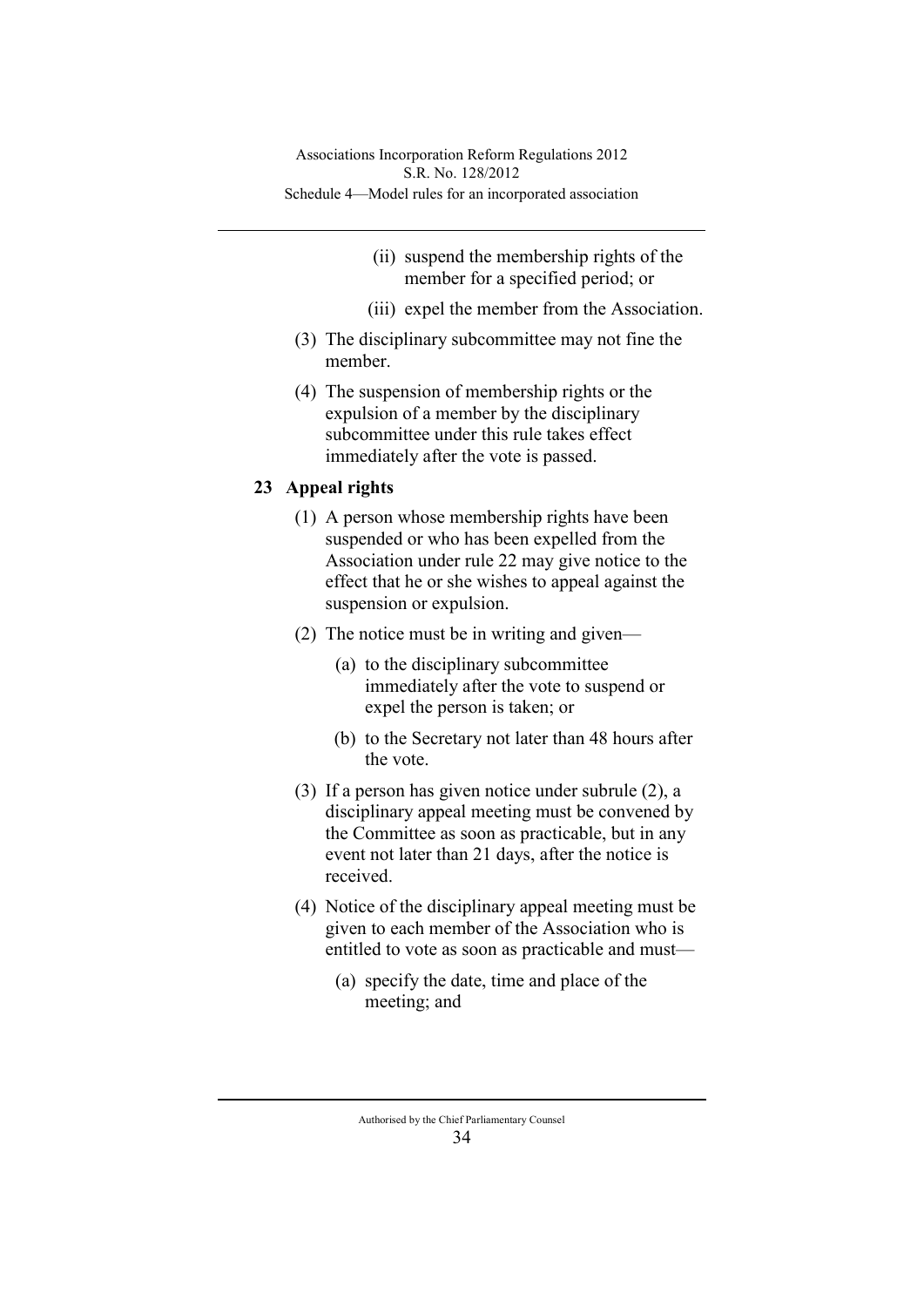(ii) suspend the membership rights of the member for a specified period; or

(iii) expel the member from the Association.

(3) The disciplinary subcommittee may not fine the member.

(4) The suspension of membership rights or the expulsion of a member by the disciplinary subcommittee under this rule takes effect immediately after the vote is passed.

## 23 Appeal rights

(1) A person whose membership rights have been suspended or who has been expelled from the Association under rule 22 may give notice to the effect that he or she wishes to appeal against the suspension or expulsion.

(2) The notice must be in writing and given—

(a) to the disciplinary subcommittee immediately after the vote to suspend or expel the person is taken; or

(b) to the Secretary not later than 48 hours after the vote.

(3) If a person has given notice under subrule (2), a disciplinary appeal meeting must be convened by the Committee as soon as practicable, but in any event not later than 21 days, after the notice is received.

(4) Notice of the disciplinary appeal meeting must be given to each member of the Association who is entitled to vote as soon as practicable and must—

(a) specify the date, time and place of the meeting; and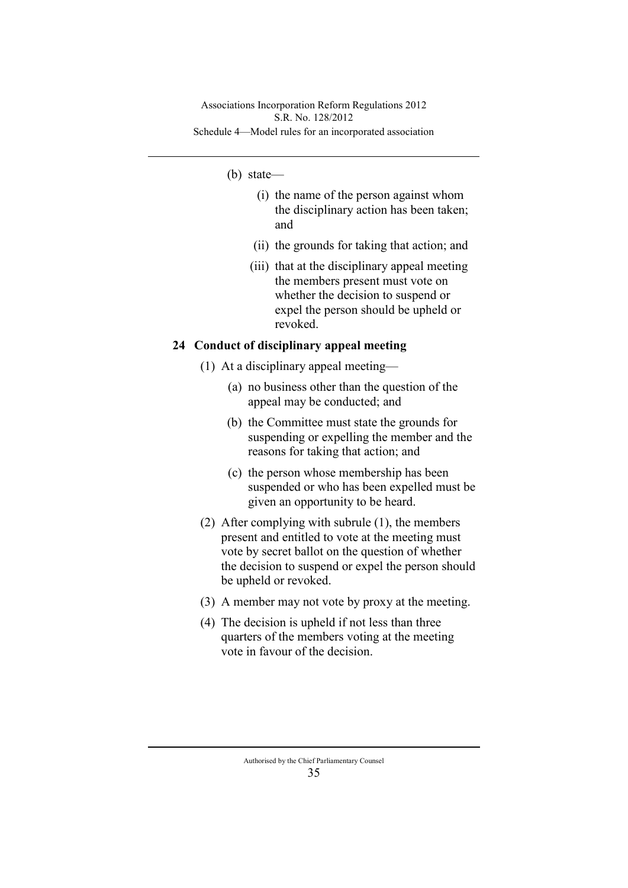(b) state—

(i) the name of the person against whom the disciplinary action has been taken; and

(ii) the grounds for taking that action; and

(iii) that at the disciplinary appeal meeting the members present must vote on whether the decision to suspend or expel the person should be upheld or revoked.

### 24 Conduct of disciplinary appeal meeting

(1) At a disciplinary appeal meeting—

(a) no business other than the question of the appeal may be conducted; and

(b) the Committee must state the grounds for suspending or expelling the member and the reasons for taking that action; and

(c) the person whose membership has been suspended or who has been expelled must be given an opportunity to be heard.

(2) After complying with subrule (1), the members present and entitled to vote at the meeting must vote by secret ballot on the question of whether the decision to suspend or expel the person should be upheld or revoked.

(3) A member may not vote by proxy at the meeting.

(4) The decision is upheld if not less than three quarters of the members voting at the meeting vote in favour of the decision.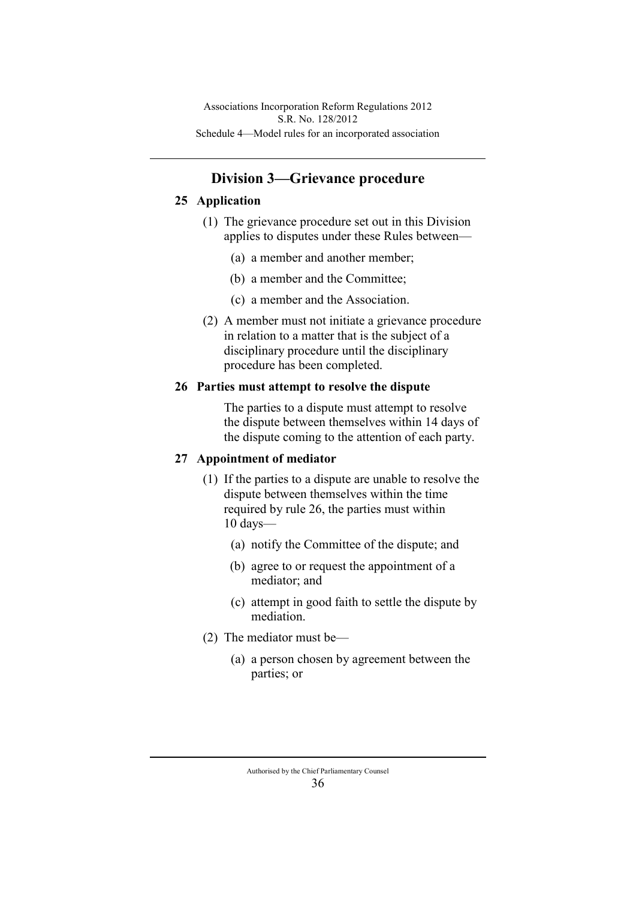## Division 3—Grievance procedure

### 25 Application

(1) The grievance procedure set out in this Division applies to disputes under these Rules between—

(a) a member and another member;

(b) a member and the Committee;

(c) a member and the Association.

(2) A member must not initiate a grievance procedure in relation to a matter that is the subject of a disciplinary procedure until the disciplinary procedure has been completed.

### 26 Parties must attempt to resolve the dispute

The parties to a dispute must attempt to resolve the dispute between themselves within 14 days of the dispute coming to the attention of each party.

### 27 Appointment of mediator

(1) If the parties to a dispute are unable to resolve the dispute between themselves within the time required by rule 26, the parties must within 10 days—

(a) notify the Committee of the dispute; and

(b) agree to or request the appointment of a mediator; and

(c) attempt in good faith to settle the dispute by mediation.

(2) The mediator must be—

(a) a person chosen by agreement between the parties; or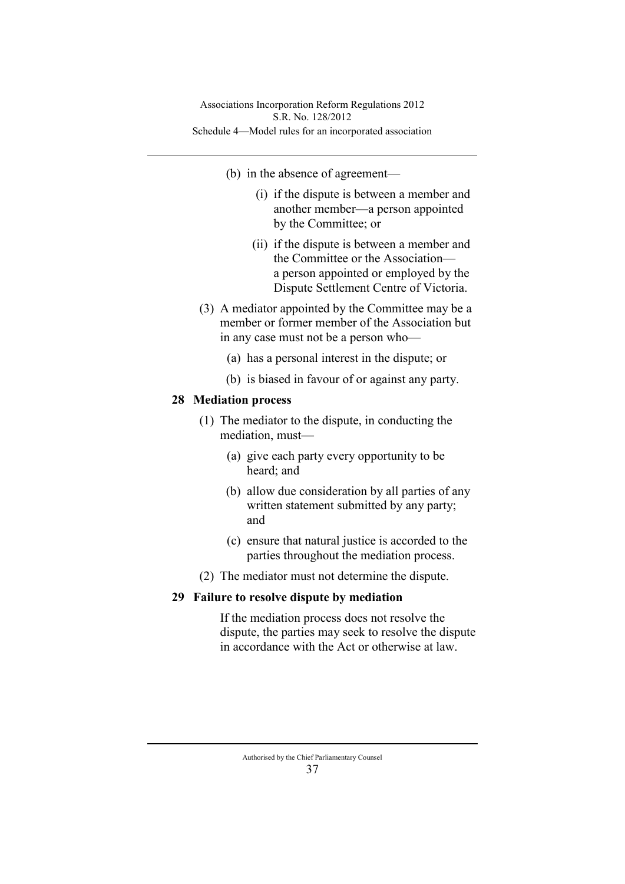(b) in the absence of agreement—

  (i) if the dispute is between a member and another member—a person appointed by the Committee; or

  (ii) if the dispute is between a member and the Committee or the Association—a person appointed or employed by the Dispute Settlement Centre of Victoria.

(3) A mediator appointed by the Committee may be a member or former member of the Association but in any case must not be a person who—

  (a) has a personal interest in the dispute; or

  (b) is biased in favour of or against any party.

### 28 Mediation process

(1) The mediator to the dispute, in conducting the mediation, must—

  (a) give each party every opportunity to be heard; and

  (b) allow due consideration by all parties of any written statement submitted by any party; and

  (c) ensure that natural justice is accorded to the parties throughout the mediation process.

(2) The mediator must not determine the dispute.

### 29 Failure to resolve dispute by mediation

If the mediation process does not resolve the dispute, the parties may seek to resolve the dispute in accordance with the Act or otherwise at law.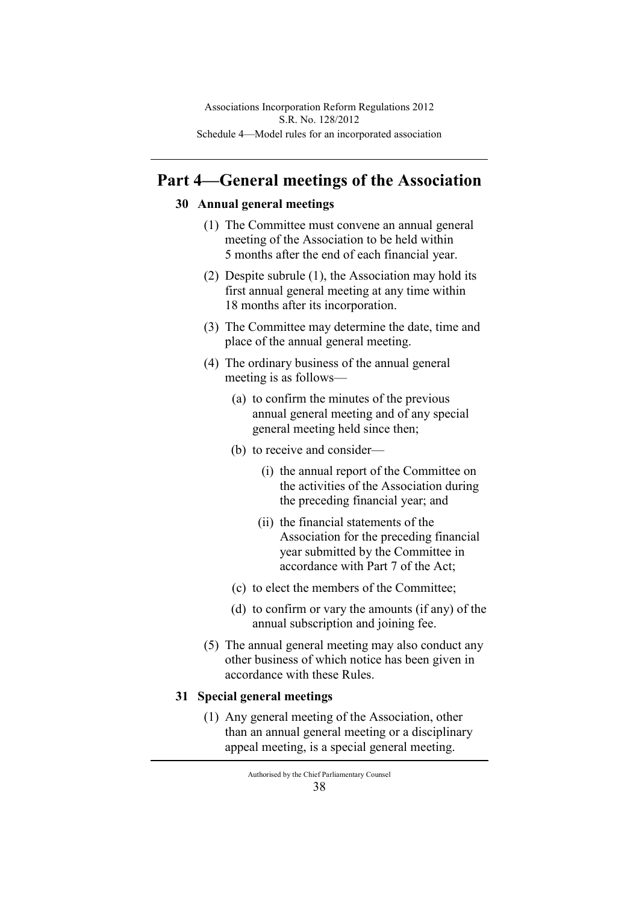# Part 4—General meetings of the Association

## 30 Annual general meetings

(1) The Committee must convene an annual general meeting of the Association to be held within 5 months after the end of each financial year.

(2) Despite subrule (1), the Association may hold its first annual general meeting at any time within 18 months after its incorporation.

(3) The Committee may determine the date, time and place of the annual general meeting.

(4) The ordinary business of the annual general meeting is as follows—

(a) to confirm the minutes of the previous annual general meeting and of any special general meeting held since then;

(b) to receive and consider—

(i) the annual report of the Committee on the activities of the Association during the preceding financial year; and

(ii) the financial statements of the Association for the preceding financial year submitted by the Committee in accordance with Part 7 of the Act;

(c) to elect the members of the Committee;

(d) to confirm or vary the amounts (if any) of the annual subscription and joining fee.

(5) The annual general meeting may also conduct any other business of which notice has been given in accordance with these Rules.

## 31 Special general meetings

(1) Any general meeting of the Association, other than an annual general meeting or a disciplinary appeal meeting, is a special general meeting.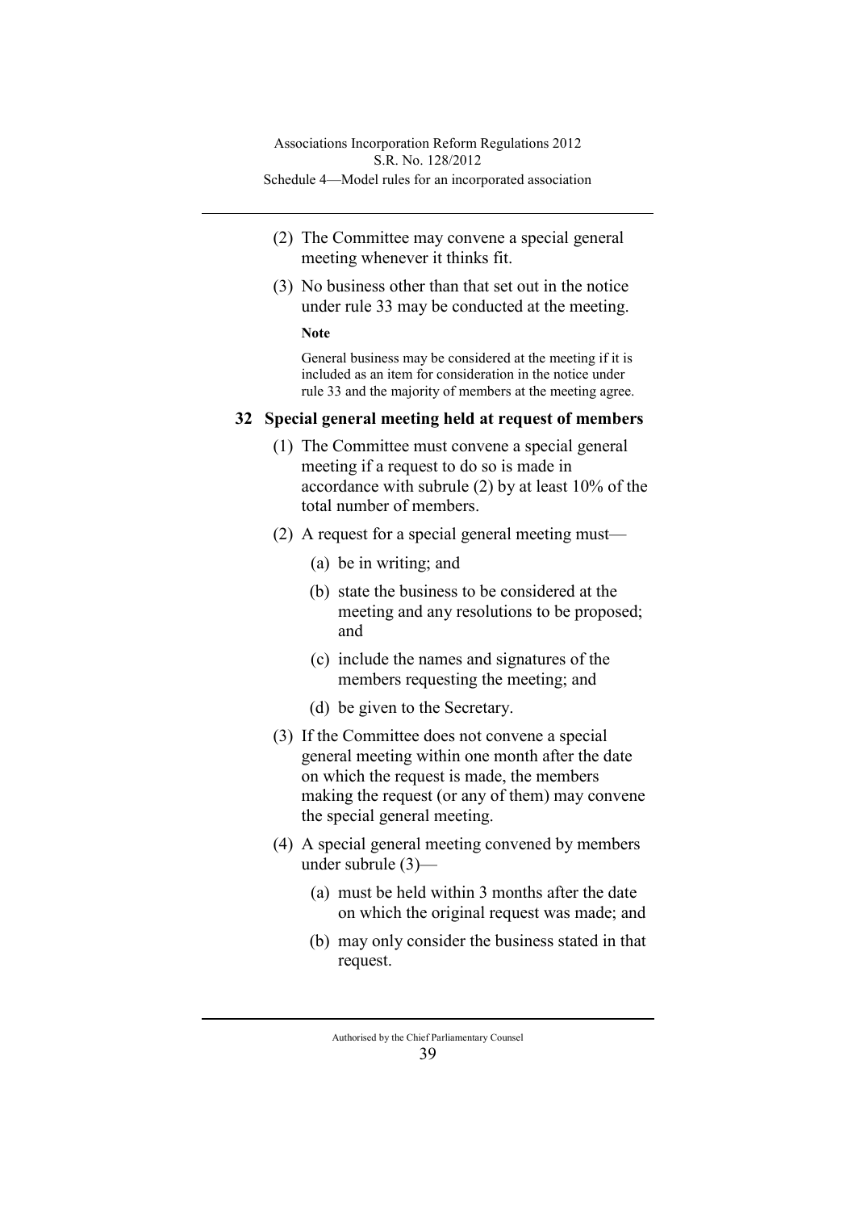(2) The Committee may convene a special general meeting whenever it thinks fit.

(3) No business other than that set out in the notice under rule 33 may be conducted at the meeting.

**Note**

General business may be considered at the meeting if it is included as an item for consideration in the notice under rule 33 and the majority of members at the meeting agree.

### 32 Special general meeting held at request of members

(1) The Committee must convene a special general meeting if a request to do so is made in accordance with subrule (2) by at least 10% of the total number of members.

(2) A request for a special general meeting must—

(a) be in writing; and

(b) state the business to be considered at the meeting and any resolutions to be proposed; and

(c) include the names and signatures of the members requesting the meeting; and

(d) be given to the Secretary.

(3) If the Committee does not convene a special general meeting within one month after the date on which the request is made, the members making the request (or any of them) may convene the special general meeting.

(4) A special general meeting convened by members under subrule (3)—

(a) must be held within 3 months after the date on which the original request was made; and

(b) may only consider the business stated in that request.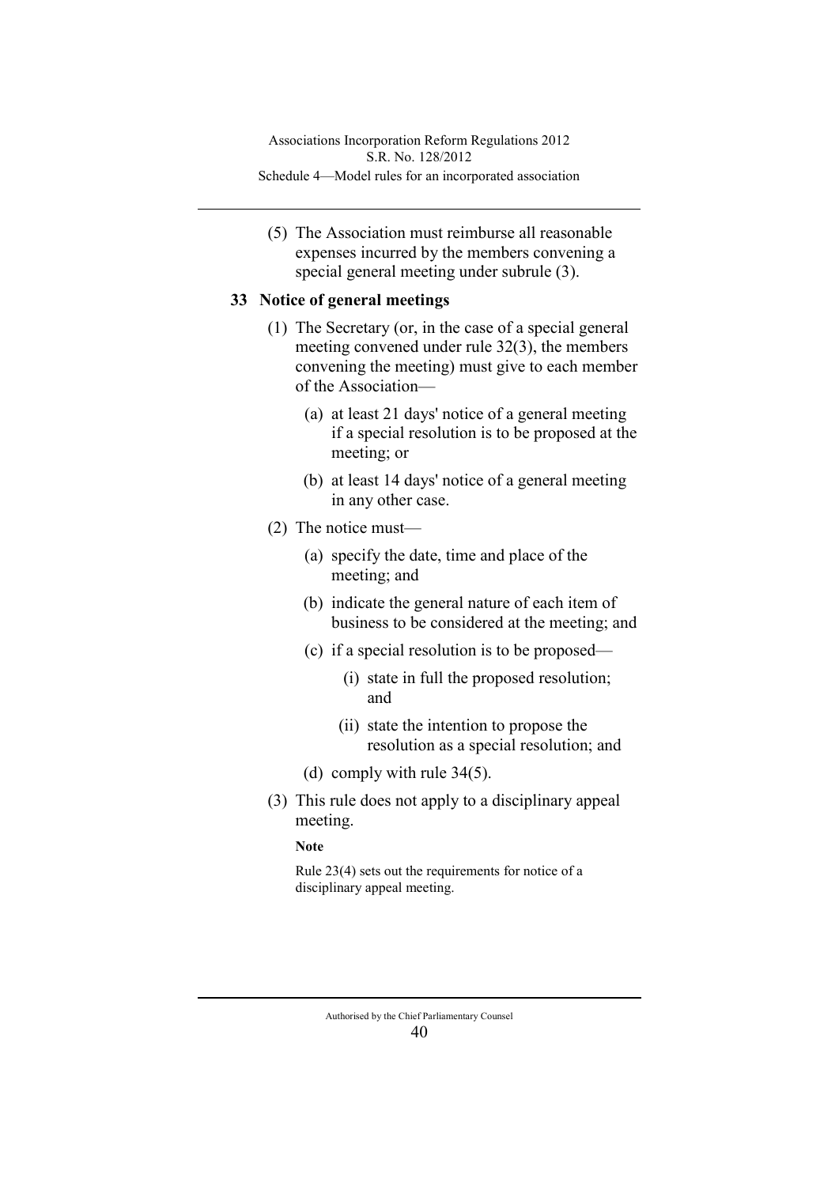(5) The Association must reimburse all reasonable expenses incurred by the members convening a special general meeting under subrule (3).

## 33 Notice of general meetings

(1) The Secretary (or, in the case of a special general meeting convened under rule 32(3), the members convening the meeting) must give to each member of the Association—

(a) at least 21 days' notice of a general meeting if a special resolution is to be proposed at the meeting; or

(b) at least 14 days' notice of a general meeting in any other case.

(2) The notice must—

(a) specify the date, time and place of the meeting; and

(b) indicate the general nature of each item of business to be considered at the meeting; and

(c) if a special resolution is to be proposed—

(i) state in full the proposed resolution; and

(ii) state the intention to propose the resolution as a special resolution; and

(d) comply with rule 34(5).

(3) This rule does not apply to a disciplinary appeal meeting.

**Note**

Rule 23(4) sets out the requirements for notice of a disciplinary appeal meeting.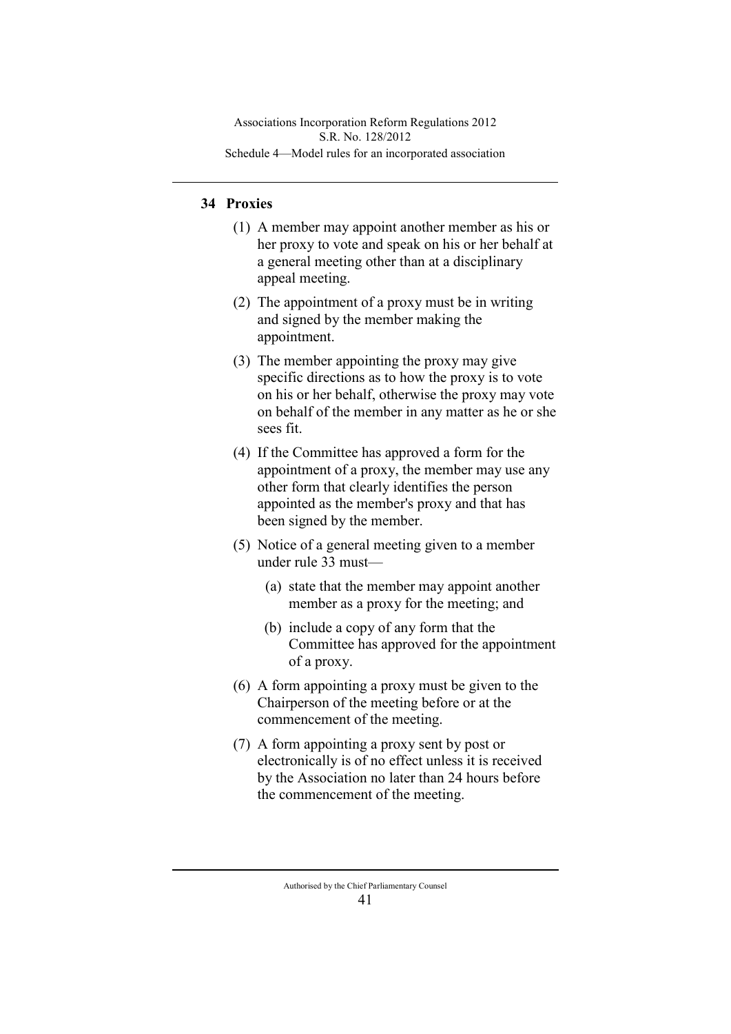## 34 Proxies

(1) A member may appoint another member as his or her proxy to vote and speak on his or her behalf at a general meeting other than at a disciplinary appeal meeting.

(2) The appointment of a proxy must be in writing and signed by the member making the appointment.

(3) The member appointing the proxy may give specific directions as to how the proxy is to vote on his or her behalf, otherwise the proxy may vote on behalf of the member in any matter as he or she sees fit.

(4) If the Committee has approved a form for the appointment of a proxy, the member may use any other form that clearly identifies the person appointed as the member's proxy and that has been signed by the member.

(5) Notice of a general meeting given to a member under rule 33 must—

  (a) state that the member may appoint another member as a proxy for the meeting; and

  (b) include a copy of any form that the Committee has approved for the appointment of a proxy.

(6) A form appointing a proxy must be given to the Chairperson of the meeting before or at the commencement of the meeting.

(7) A form appointing a proxy sent by post or electronically is of no effect unless it is received by the Association no later than 24 hours before the commencement of the meeting.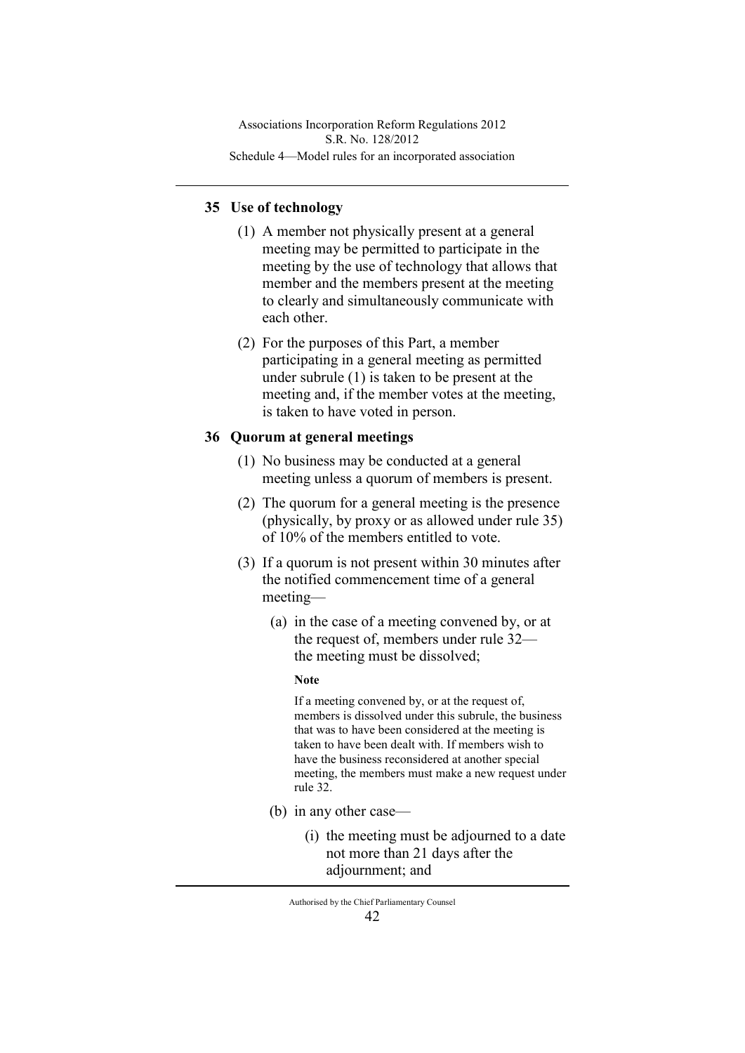## 35 Use of technology

(1) A member not physically present at a general meeting may be permitted to participate in the meeting by the use of technology that allows that member and the members present at the meeting to clearly and simultaneously communicate with each other.

(2) For the purposes of this Part, a member participating in a general meeting as permitted under subrule (1) is taken to be present at the meeting and, if the member votes at the meeting, is taken to have voted in person.

## 36 Quorum at general meetings

(1) No business may be conducted at a general meeting unless a quorum of members is present.

(2) The quorum for a general meeting is the presence (physically, by proxy or as allowed under rule 35) of 10% of the members entitled to vote.

(3) If a quorum is not present within 30 minutes after the notified commencement time of a general meeting—

(a) in the case of a meeting convened by, or at the request of, members under rule 32—the meeting must be dissolved;

**Note**

If a meeting convened by, or at the request of, members is dissolved under this subrule, the business that was to have been considered at the meeting is taken to have been dealt with. If members wish to have the business reconsidered at another special meeting, the members must make a new request under rule 32.

(b) in any other case—

(i) the meeting must be adjourned to a date not more than 21 days after the adjournment; and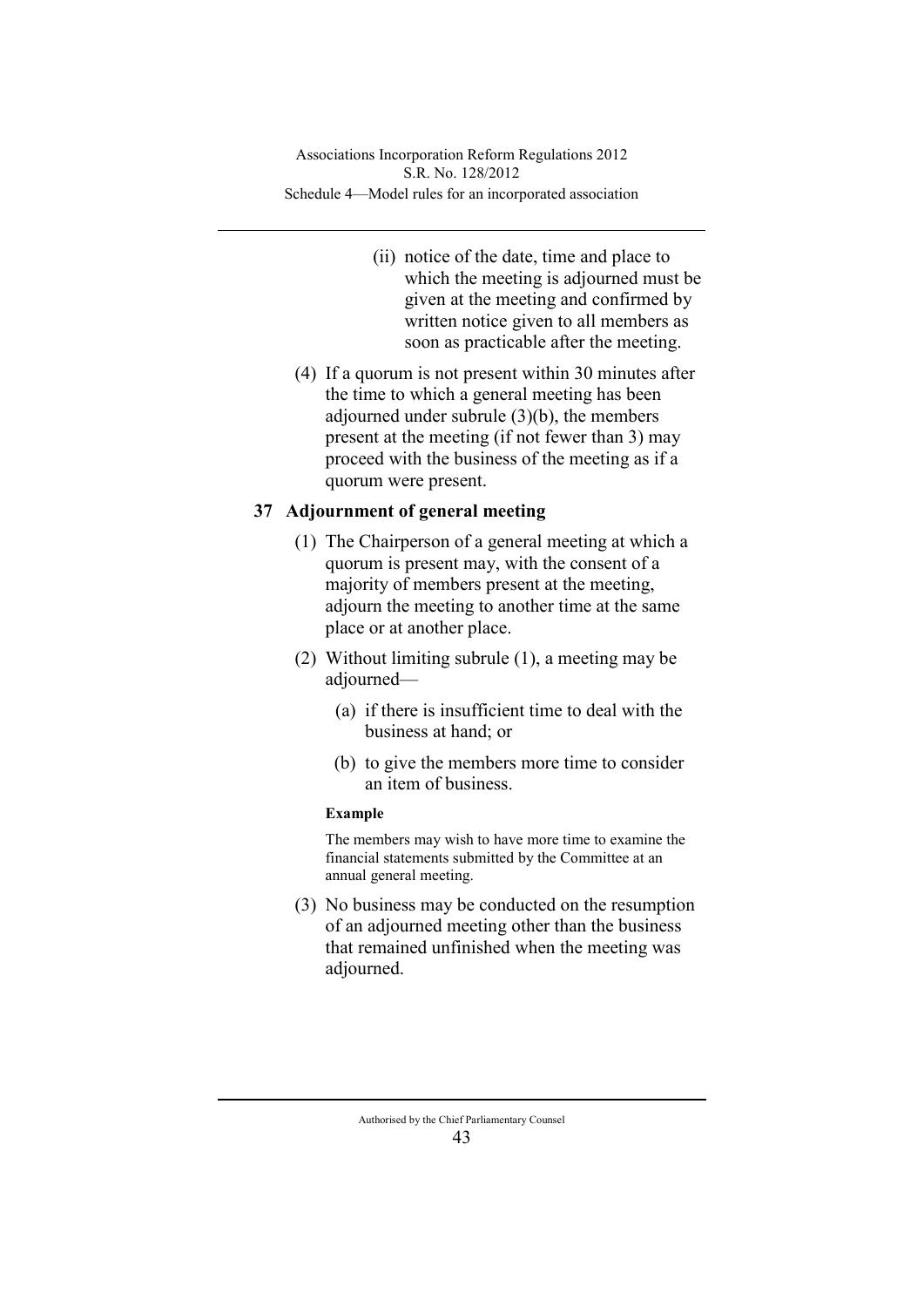(ii) notice of the date, time and place to which the meeting is adjourned must be given at the meeting and confirmed by written notice given to all members as soon as practicable after the meeting.

(4) If a quorum is not present within 30 minutes after the time to which a general meeting has been adjourned under subrule (3)(b), the members present at the meeting (if not fewer than 3) may proceed with the business of the meeting as if a quorum were present.

### 37 Adjournment of general meeting

(1) The Chairperson of a general meeting at which a quorum is present may, with the consent of a majority of members present at the meeting, adjourn the meeting to another time at the same place or at another place.

(2) Without limiting subrule (1), a meeting may be adjourned—

(a) if there is insufficient time to deal with the business at hand; or

(b) to give the members more time to consider an item of business.

**Example**

The members may wish to have more time to examine the financial statements submitted by the Committee at an annual general meeting.

(3) No business may be conducted on the resumption of an adjourned meeting other than the business that remained unfinished when the meeting was adjourned.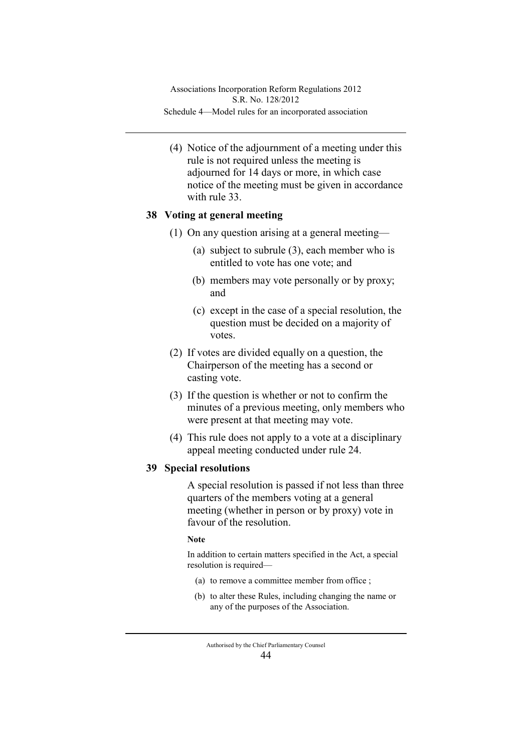(4) Notice of the adjournment of a meeting under this rule is not required unless the meeting is adjourned for 14 days or more, in which case notice of the meeting must be given in accordance with rule 33.

## 38 Voting at general meeting

(1) On any question arising at a general meeting—

(a) subject to subrule (3), each member who is entitled to vote has one vote; and

(b) members may vote personally or by proxy; and

(c) except in the case of a special resolution, the question must be decided on a majority of votes.

(2) If votes are divided equally on a question, the Chairperson of the meeting has a second or casting vote.

(3) If the question is whether or not to confirm the minutes of a previous meeting, only members who were present at that meeting may vote.

(4) This rule does not apply to a vote at a disciplinary appeal meeting conducted under rule 24.

## 39 Special resolutions

A special resolution is passed if not less than three quarters of the members voting at a general meeting (whether in person or by proxy) vote in favour of the resolution.

**Note**

In addition to certain matters specified in the Act, a special resolution is required—

(a) to remove a committee member from office ;

(b) to alter these Rules, including changing the name or any of the purposes of the Association.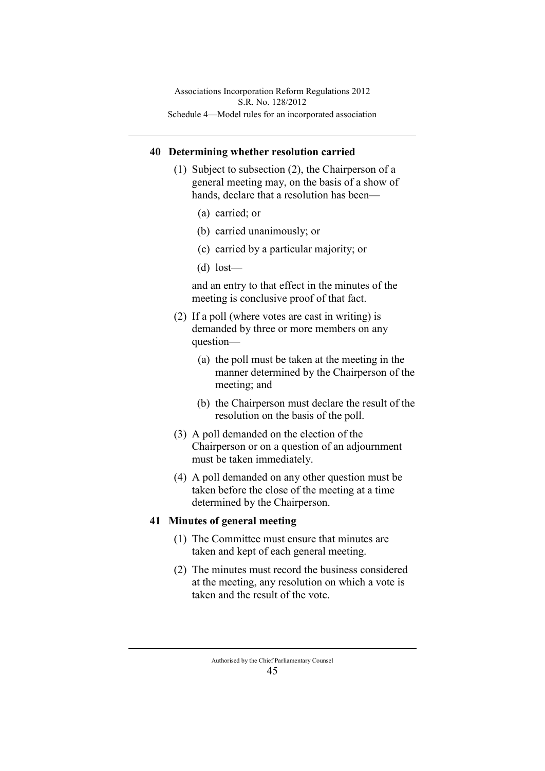## 40 Determining whether resolution carried

(1) Subject to subsection (2), the Chairperson of a general meeting may, on the basis of a show of hands, declare that a resolution has been—

(a) carried; or

(b) carried unanimously; or

(c) carried by a particular majority; or

(d) lost—

and an entry to that effect in the minutes of the meeting is conclusive proof of that fact.

(2) If a poll (where votes are cast in writing) is demanded by three or more members on any question—

(a) the poll must be taken at the meeting in the manner determined by the Chairperson of the meeting; and

(b) the Chairperson must declare the result of the resolution on the basis of the poll.

(3) A poll demanded on the election of the Chairperson or on a question of an adjournment must be taken immediately.

(4) A poll demanded on any other question must be taken before the close of the meeting at a time determined by the Chairperson.

## 41 Minutes of general meeting

(1) The Committee must ensure that minutes are taken and kept of each general meeting.

(2) The minutes must record the business considered at the meeting, any resolution on which a vote is taken and the result of the vote.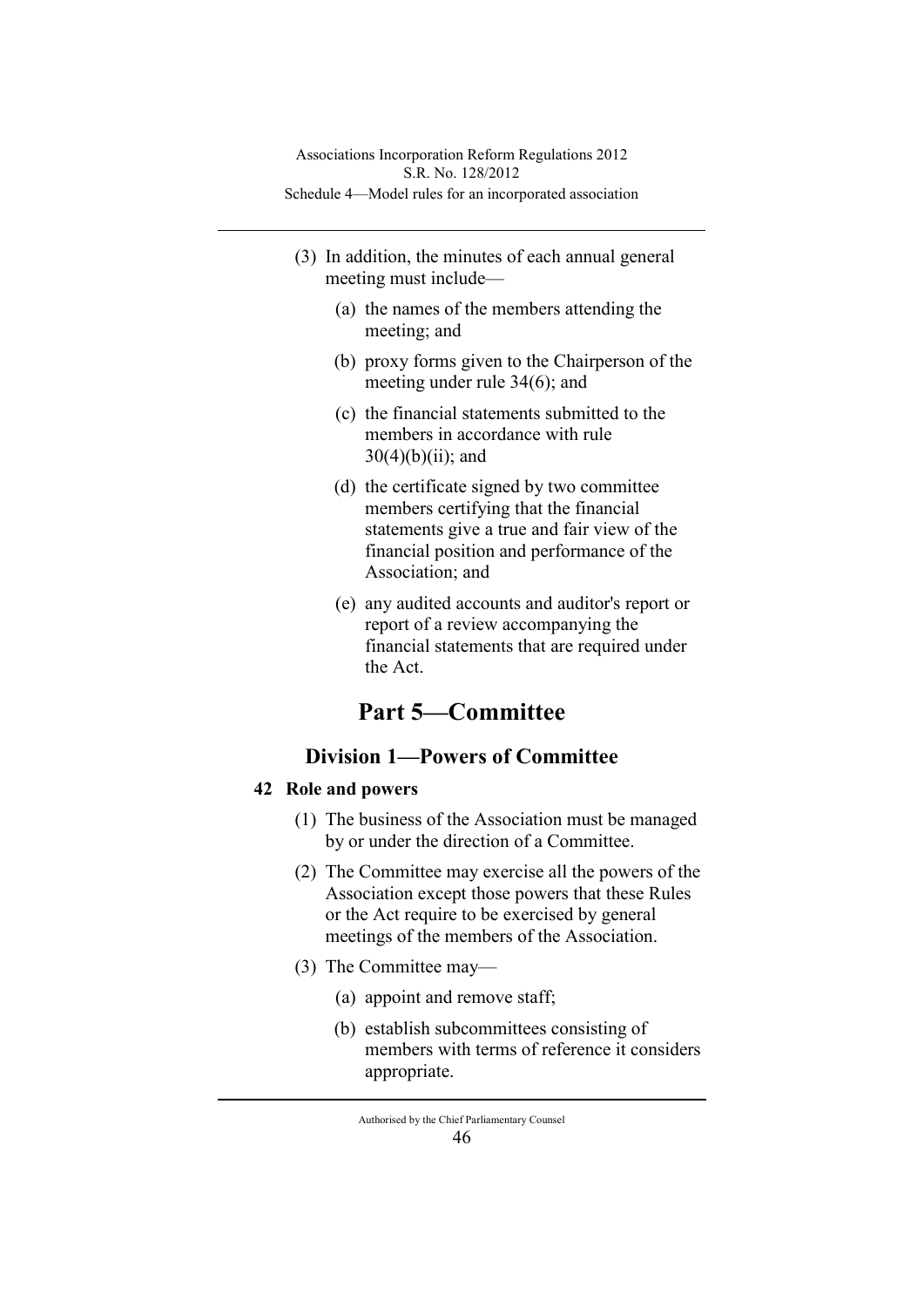(3) In addition, the minutes of each annual general meeting must include—

(a) the names of the members attending the meeting; and

(b) proxy forms given to the Chairperson of the meeting under rule 34(6); and

(c) the financial statements submitted to the members in accordance with rule 30(4)(b)(ii); and

(d) the certificate signed by two committee members certifying that the financial statements give a true and fair view of the financial position and performance of the Association; and

(e) any audited accounts and auditor's report or report of a review accompanying the financial statements that are required under the Act.

# Part 5—Committee

## Division 1—Powers of Committee

### 42 Role and powers

(1) The business of the Association must be managed by or under the direction of a Committee.

(2) The Committee may exercise all the powers of the Association except those powers that these Rules or the Act require to be exercised by general meetings of the members of the Association.

(3) The Committee may—

(a) appoint and remove staff;

(b) establish subcommittees consisting of members with terms of reference it considers appropriate.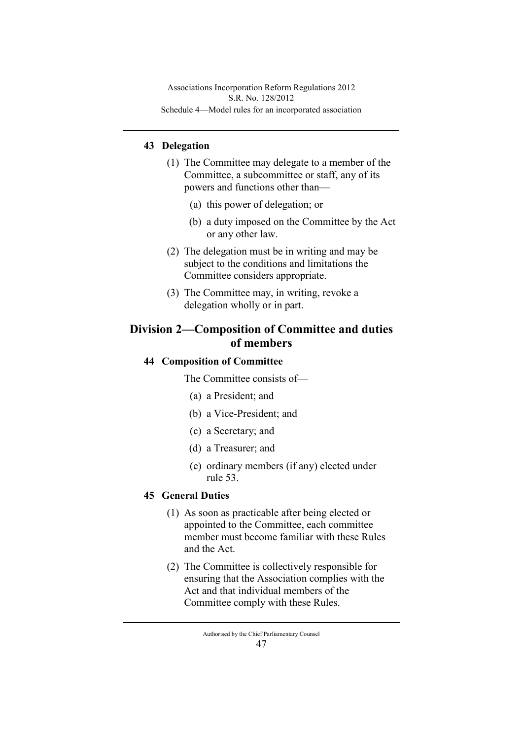### 43 Delegation

(1) The Committee may delegate to a member of the Committee, a subcommittee or staff, any of its powers and functions other than—

(a) this power of delegation; or

(b) a duty imposed on the Committee by the Act or any other law.

(2) The delegation must be in writing and may be subject to the conditions and limitations the Committee considers appropriate.

(3) The Committee may, in writing, revoke a delegation wholly or in part.

## Division 2—Composition of Committee and duties of members

### 44 Composition of Committee

The Committee consists of—

(a) a President; and

(b) a Vice-President; and

(c) a Secretary; and

(d) a Treasurer; and

(e) ordinary members (if any) elected under rule 53.

### 45 General Duties

(1) As soon as practicable after being elected or appointed to the Committee, each committee member must become familiar with these Rules and the Act.

(2) The Committee is collectively responsible for ensuring that the Association complies with the Act and that individual members of the Committee comply with these Rules.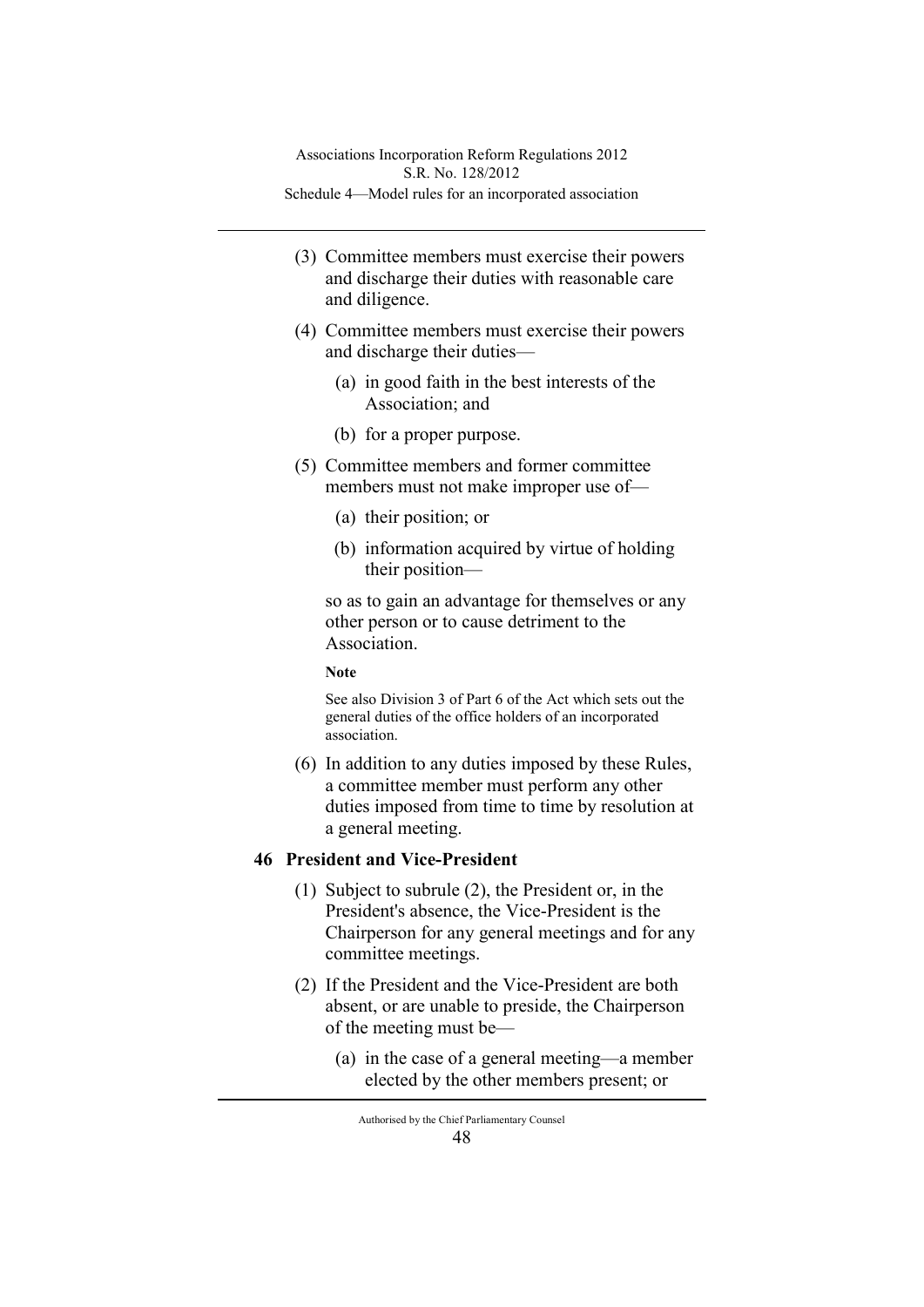(3) Committee members must exercise their powers and discharge their duties with reasonable care and diligence.

(4) Committee members must exercise their powers and discharge their duties—

(a) in good faith in the best interests of the Association; and

(b) for a proper purpose.

(5) Committee members and former committee members must not make improper use of—

(a) their position; or

(b) information acquired by virtue of holding their position—

so as to gain an advantage for themselves or any other person or to cause detriment to the Association.

**Note**

See also Division 3 of Part 6 of the Act which sets out the general duties of the office holders of an incorporated association.

(6) In addition to any duties imposed by these Rules, a committee member must perform any other duties imposed from time to time by resolution at a general meeting.

### 46 President and Vice-President

(1) Subject to subrule (2), the President or, in the President's absence, the Vice-President is the Chairperson for any general meetings and for any committee meetings.

(2) If the President and the Vice-President are both absent, or are unable to preside, the Chairperson of the meeting must be—

(a) in the case of a general meeting—a member elected by the other members present; or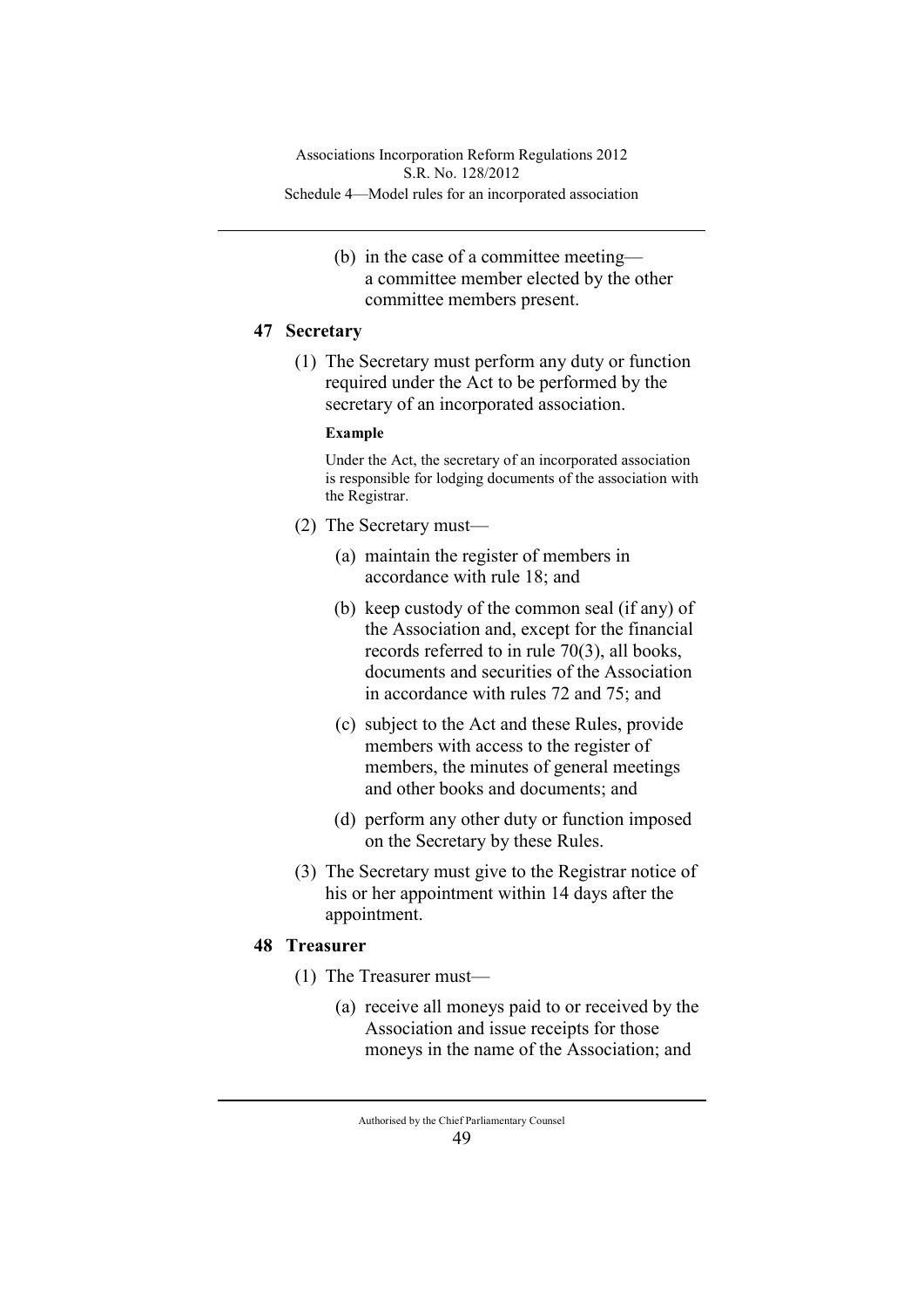(b) in the case of a committee meeting—a committee member elected by the other committee members present.

### 47 Secretary

(1) The Secretary must perform any duty or function required under the Act to be performed by the secretary of an incorporated association.

**Example**

Under the Act, the secretary of an incorporated association is responsible for lodging documents of the association with the Registrar.

(2) The Secretary must—

(a) maintain the register of members in accordance with rule 18; and

(b) keep custody of the common seal (if any) of the Association and, except for the financial records referred to in rule 70(3), all books, documents and securities of the Association in accordance with rules 72 and 75; and

(c) subject to the Act and these Rules, provide members with access to the register of members, the minutes of general meetings and other books and documents; and

(d) perform any other duty or function imposed on the Secretary by these Rules.

(3) The Secretary must give to the Registrar notice of his or her appointment within 14 days after the appointment.

### 48 Treasurer

(1) The Treasurer must—

(a) receive all moneys paid to or received by the Association and issue receipts for those moneys in the name of the Association; and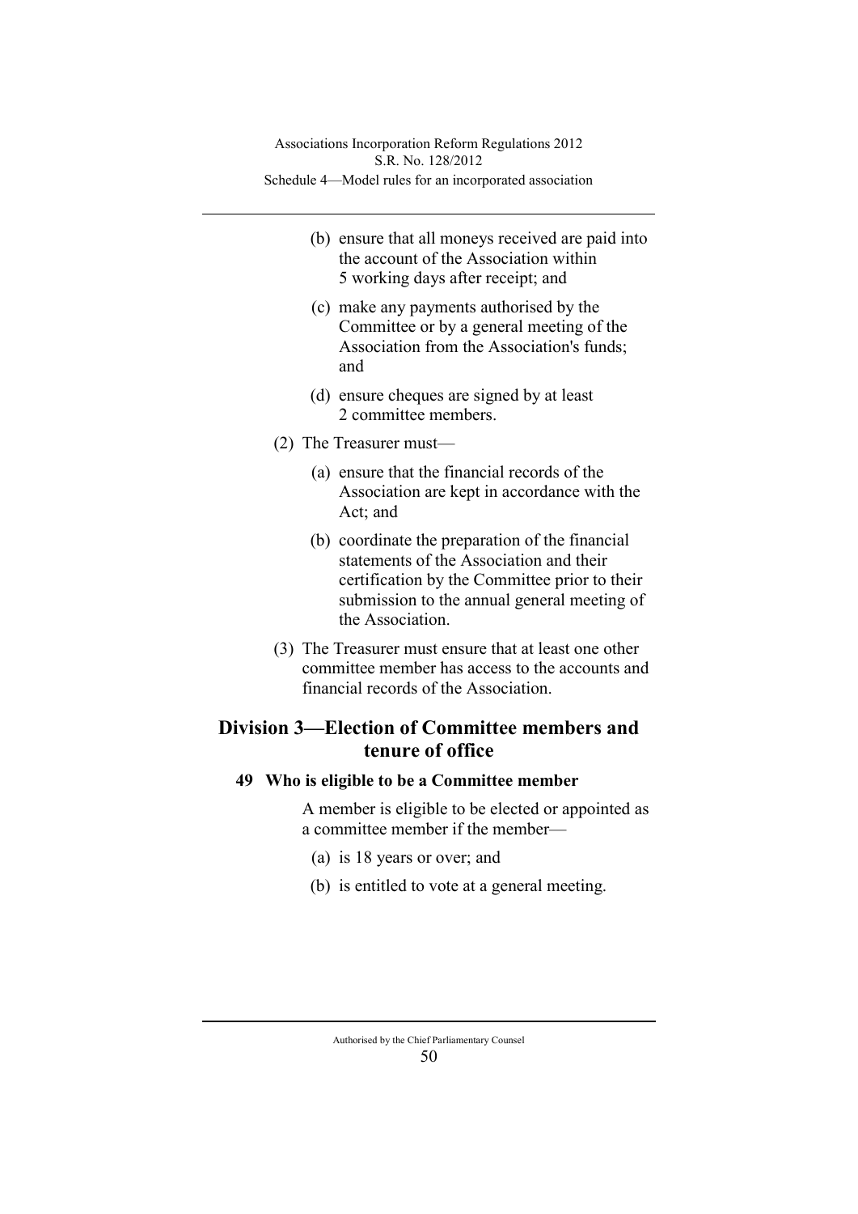(b) ensure that all moneys received are paid into the account of the Association within 5 working days after receipt; and

(c) make any payments authorised by the Committee or by a general meeting of the Association from the Association's funds; and

(d) ensure cheques are signed by at least 2 committee members.

(2) The Treasurer must—

(a) ensure that the financial records of the Association are kept in accordance with the Act; and

(b) coordinate the preparation of the financial statements of the Association and their certification by the Committee prior to their submission to the annual general meeting of the Association.

(3) The Treasurer must ensure that at least one other committee member has access to the accounts and financial records of the Association.

## Division 3—Election of Committee members and tenure of office

### 49 Who is eligible to be a Committee member

A member is eligible to be elected or appointed as a committee member if the member—

(a) is 18 years or over; and

(b) is entitled to vote at a general meeting.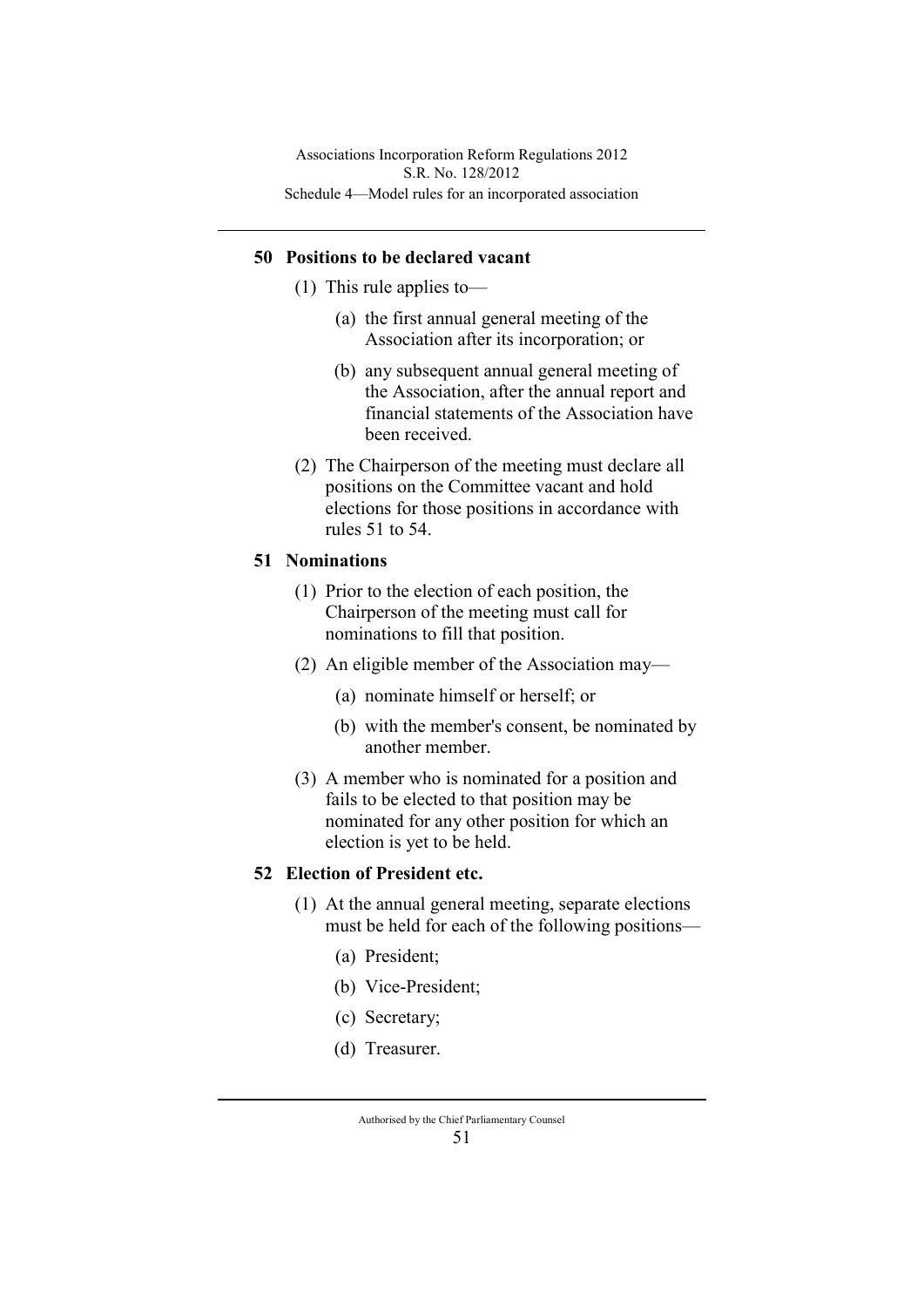## 50 Positions to be declared vacant

(1) This rule applies to—

(a) the first annual general meeting of the Association after its incorporation; or

(b) any subsequent annual general meeting of the Association, after the annual report and financial statements of the Association have been received.

(2) The Chairperson of the meeting must declare all positions on the Committee vacant and hold elections for those positions in accordance with rules 51 to 54.

## 51 Nominations

(1) Prior to the election of each position, the Chairperson of the meeting must call for nominations to fill that position.

(2) An eligible member of the Association may—

(a) nominate himself or herself; or

(b) with the member's consent, be nominated by another member.

(3) A member who is nominated for a position and fails to be elected to that position may be nominated for any other position for which an election is yet to be held.

## 52 Election of President etc.

(1) At the annual general meeting, separate elections must be held for each of the following positions—

(a) President;

(b) Vice-President;

(c) Secretary;

(d) Treasurer.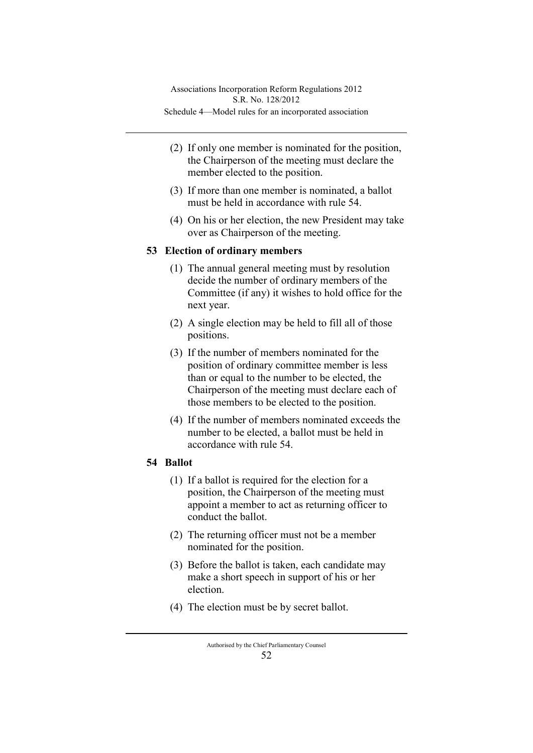(2) If only one member is nominated for the position, the Chairperson of the meeting must declare the member elected to the position.

(3) If more than one member is nominated, a ballot must be held in accordance with rule 54.

(4) On his or her election, the new President may take over as Chairperson of the meeting.

### 53 Election of ordinary members

(1) The annual general meeting must by resolution decide the number of ordinary members of the Committee (if any) it wishes to hold office for the next year.

(2) A single election may be held to fill all of those positions.

(3) If the number of members nominated for the position of ordinary committee member is less than or equal to the number to be elected, the Chairperson of the meeting must declare each of those members to be elected to the position.

(4) If the number of members nominated exceeds the number to be elected, a ballot must be held in accordance with rule 54.

### 54 Ballot

(1) If a ballot is required for the election for a position, the Chairperson of the meeting must appoint a member to act as returning officer to conduct the ballot.

(2) The returning officer must not be a member nominated for the position.

(3) Before the ballot is taken, each candidate may make a short speech in support of his or her election.

(4) The election must be by secret ballot.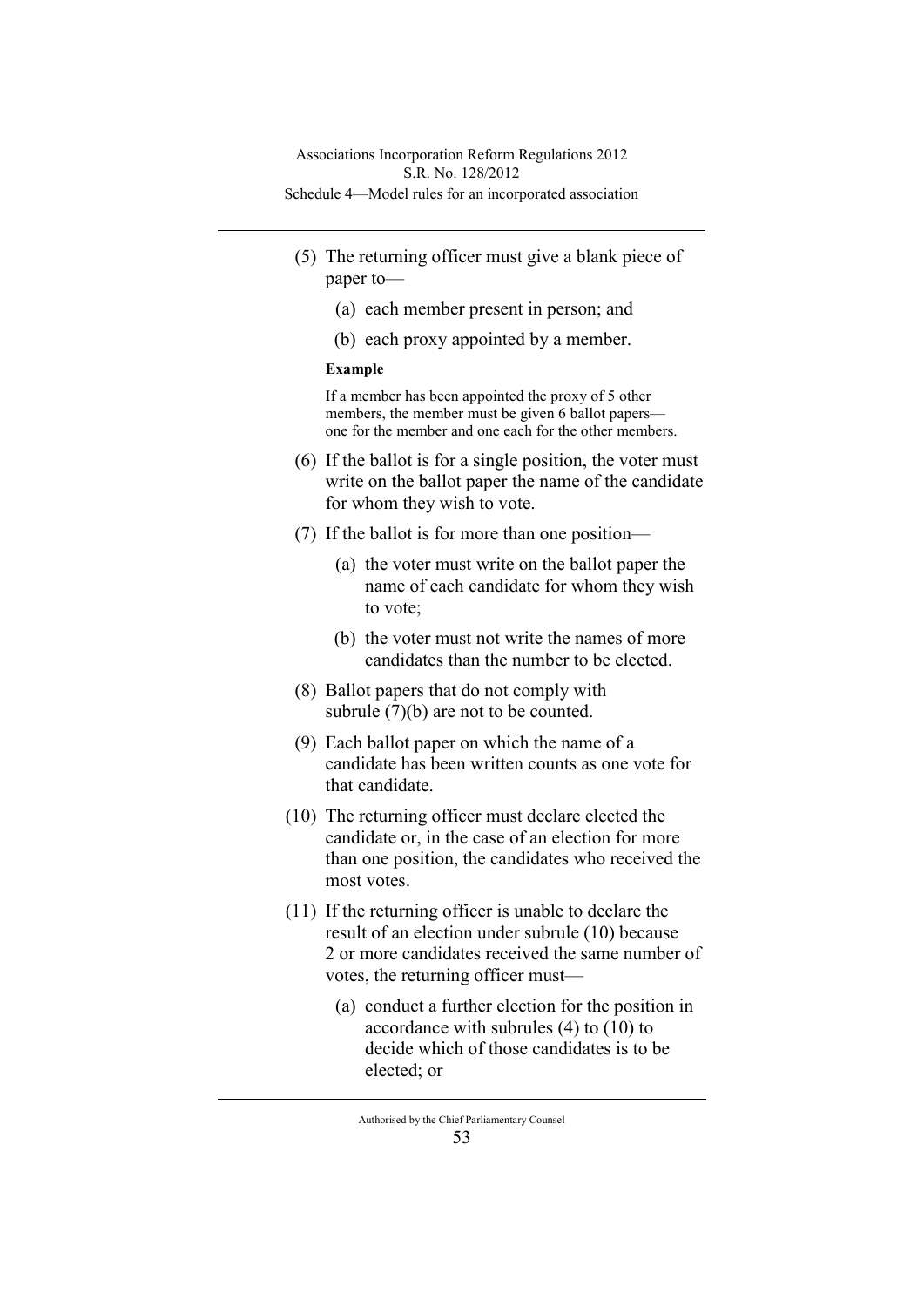(5) The returning officer must give a blank piece of paper to—

  (a) each member present in person; and

  (b) each proxy appointed by a member.

**Example**

If a member has been appointed the proxy of 5 other members, the member must be given 6 ballot papers—one for the member and one each for the other members.

(6) If the ballot is for a single position, the voter must write on the ballot paper the name of the candidate for whom they wish to vote.

(7) If the ballot is for more than one position—

  (a) the voter must write on the ballot paper the name of each candidate for whom they wish to vote;

  (b) the voter must not write the names of more candidates than the number to be elected.

(8) Ballot papers that do not comply with subrule (7)(b) are not to be counted.

(9) Each ballot paper on which the name of a candidate has been written counts as one vote for that candidate.

(10) The returning officer must declare elected the candidate or, in the case of an election for more than one position, the candidates who received the most votes.

(11) If the returning officer is unable to declare the result of an election under subrule (10) because 2 or more candidates received the same number of votes, the returning officer must—

  (a) conduct a further election for the position in accordance with subrules (4) to (10) to decide which of those candidates is to be elected; or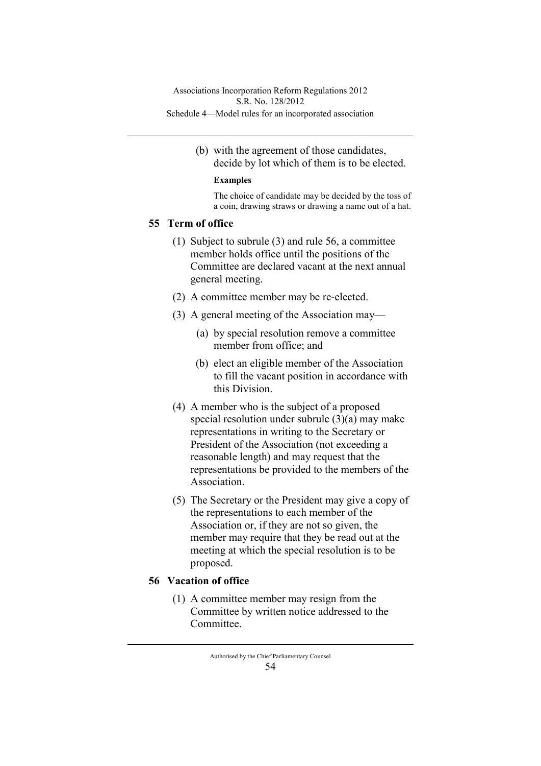(b) with the agreement of those candidates, decide by lot which of them is to be elected.

**Examples**

The choice of candidate may be decided by the toss of a coin, drawing straws or drawing a name out of a hat.

## 55 Term of office

(1) Subject to subrule (3) and rule 56, a committee member holds office until the positions of the Committee are declared vacant at the next annual general meeting.

(2) A committee member may be re-elected.

(3) A general meeting of the Association may—

(a) by special resolution remove a committee member from office; and

(b) elect an eligible member of the Association to fill the vacant position in accordance with this Division.

(4) A member who is the subject of a proposed special resolution under subrule (3)(a) may make representations in writing to the Secretary or President of the Association (not exceeding a reasonable length) and may request that the representations be provided to the members of the Association.

(5) The Secretary or the President may give a copy of the representations to each member of the Association or, if they are not so given, the member may require that they be read out at the meeting at which the special resolution is to be proposed.

## 56 Vacation of office

(1) A committee member may resign from the Committee by written notice addressed to the Committee.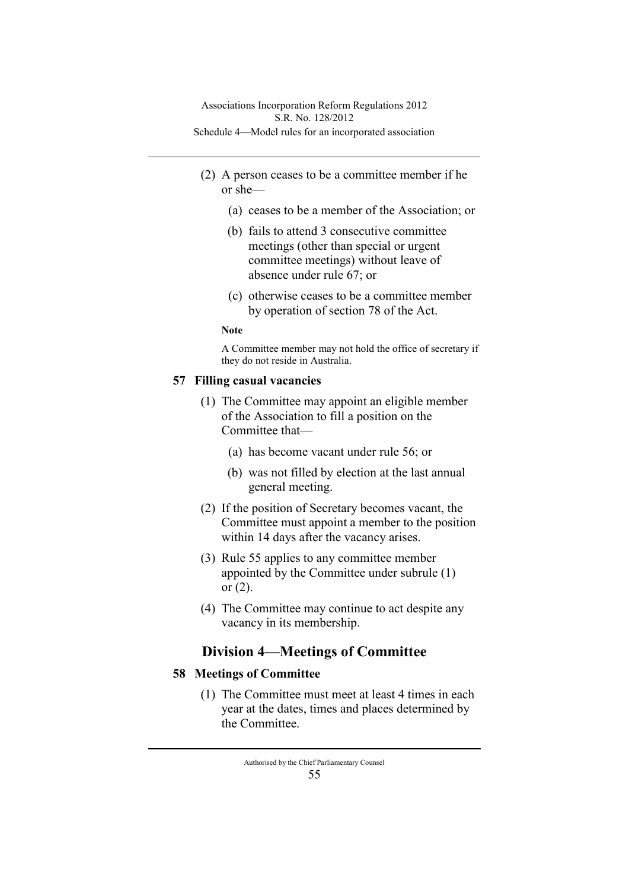(2) A person ceases to be a committee member if he or she—

(a) ceases to be a member of the Association; or

(b) fails to attend 3 consecutive committee meetings (other than special or urgent committee meetings) without leave of absence under rule 67; or

(c) otherwise ceases to be a committee member by operation of section 78 of the Act.

**Note**

A Committee member may not hold the office of secretary if they do not reside in Australia.

### 57 Filling casual vacancies

(1) The Committee may appoint an eligible member of the Association to fill a position on the Committee that—

(a) has become vacant under rule 56; or

(b) was not filled by election at the last annual general meeting.

(2) If the position of Secretary becomes vacant, the Committee must appoint a member to the position within 14 days after the vacancy arises.

(3) Rule 55 applies to any committee member appointed by the Committee under subrule (1) or (2).

(4) The Committee may continue to act despite any vacancy in its membership.

## Division 4—Meetings of Committee

### 58 Meetings of Committee

(1) The Committee must meet at least 4 times in each year at the dates, times and places determined by the Committee.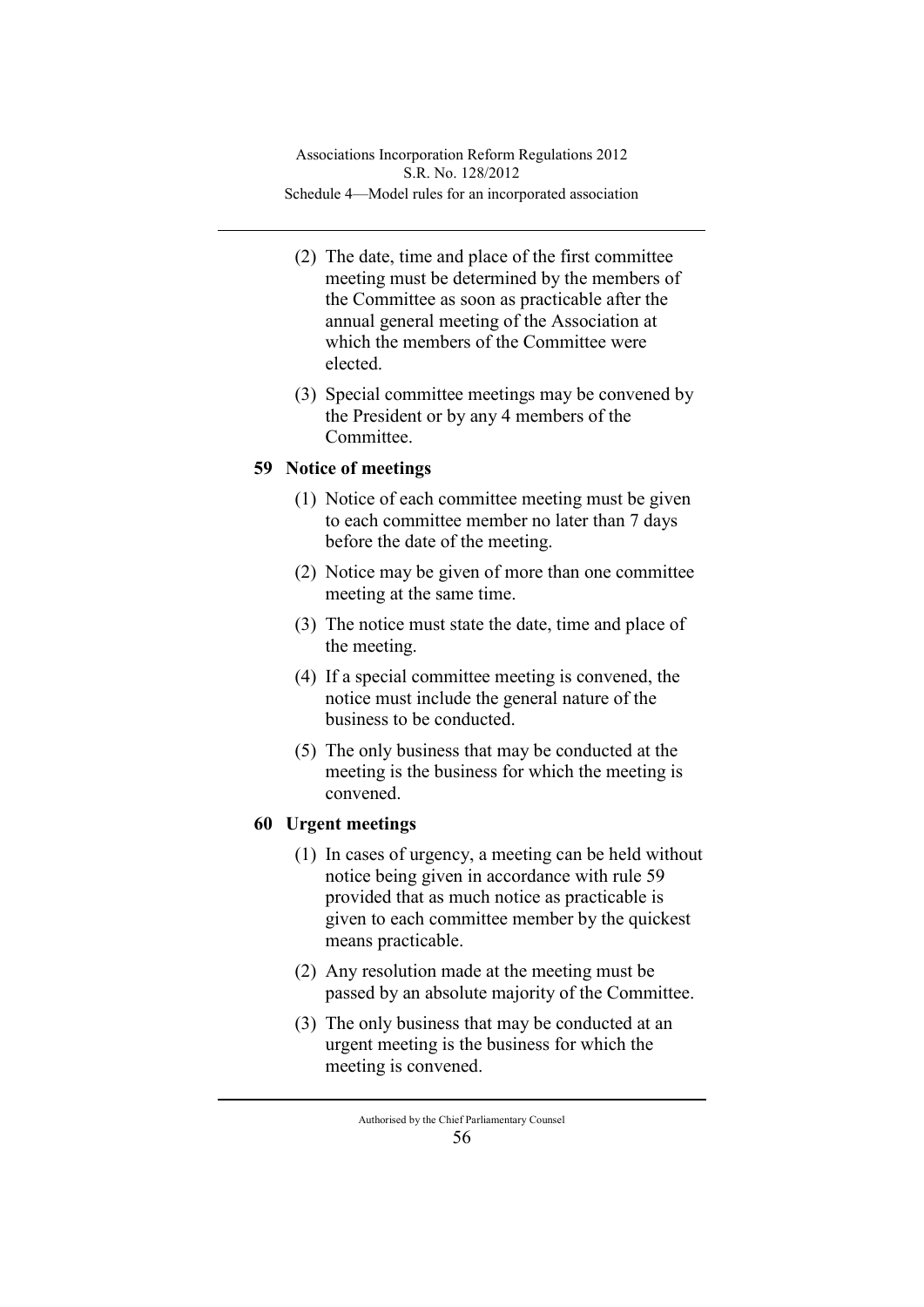(2) The date, time and place of the first committee meeting must be determined by the members of the Committee as soon as practicable after the annual general meeting of the Association at which the members of the Committee were elected.

(3) Special committee meetings may be convened by the President or by any 4 members of the Committee.

## 59 Notice of meetings

(1) Notice of each committee meeting must be given to each committee member no later than 7 days before the date of the meeting.

(2) Notice may be given of more than one committee meeting at the same time.

(3) The notice must state the date, time and place of the meeting.

(4) If a special committee meeting is convened, the notice must include the general nature of the business to be conducted.

(5) The only business that may be conducted at the meeting is the business for which the meeting is convened.

## 60 Urgent meetings

(1) In cases of urgency, a meeting can be held without notice being given in accordance with rule 59 provided that as much notice as practicable is given to each committee member by the quickest means practicable.

(2) Any resolution made at the meeting must be passed by an absolute majority of the Committee.

(3) The only business that may be conducted at an urgent meeting is the business for which the meeting is convened.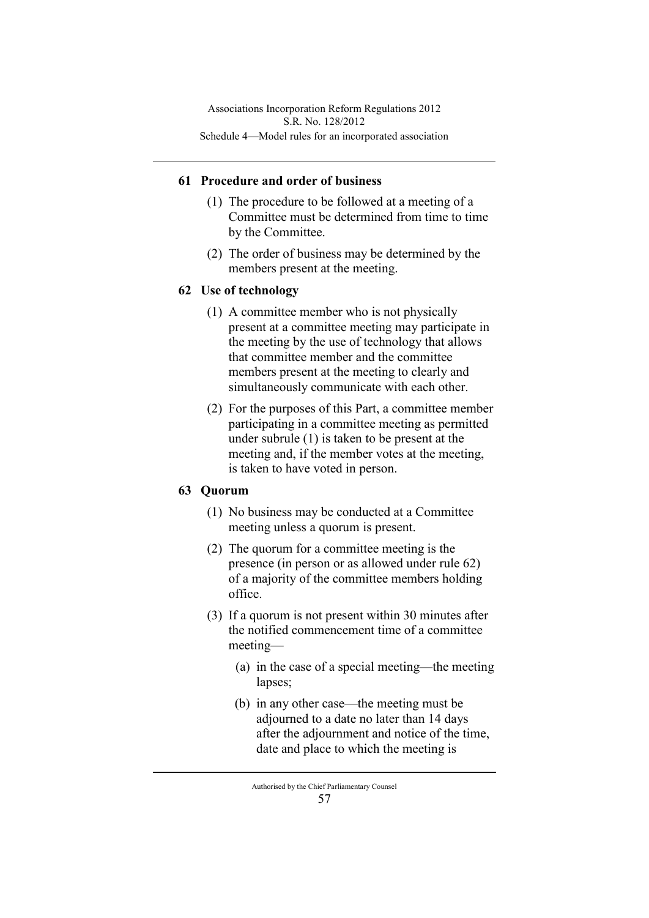### 61 Procedure and order of business

(1) The procedure to be followed at a meeting of a Committee must be determined from time to time by the Committee.

(2) The order of business may be determined by the members present at the meeting.

### 62 Use of technology

(1) A committee member who is not physically present at a committee meeting may participate in the meeting by the use of technology that allows that committee member and the committee members present at the meeting to clearly and simultaneously communicate with each other.

(2) For the purposes of this Part, a committee member participating in a committee meeting as permitted under subrule (1) is taken to be present at the meeting and, if the member votes at the meeting, is taken to have voted in person.

### 63 Quorum

(1) No business may be conducted at a Committee meeting unless a quorum is present.

(2) The quorum for a committee meeting is the presence (in person or as allowed under rule 62) of a majority of the committee members holding office.

(3) If a quorum is not present within 30 minutes after the notified commencement time of a committee meeting—

(a) in the case of a special meeting—the meeting lapses;

(b) in any other case—the meeting must be adjourned to a date no later than 14 days after the adjournment and notice of the time, date and place to which the meeting is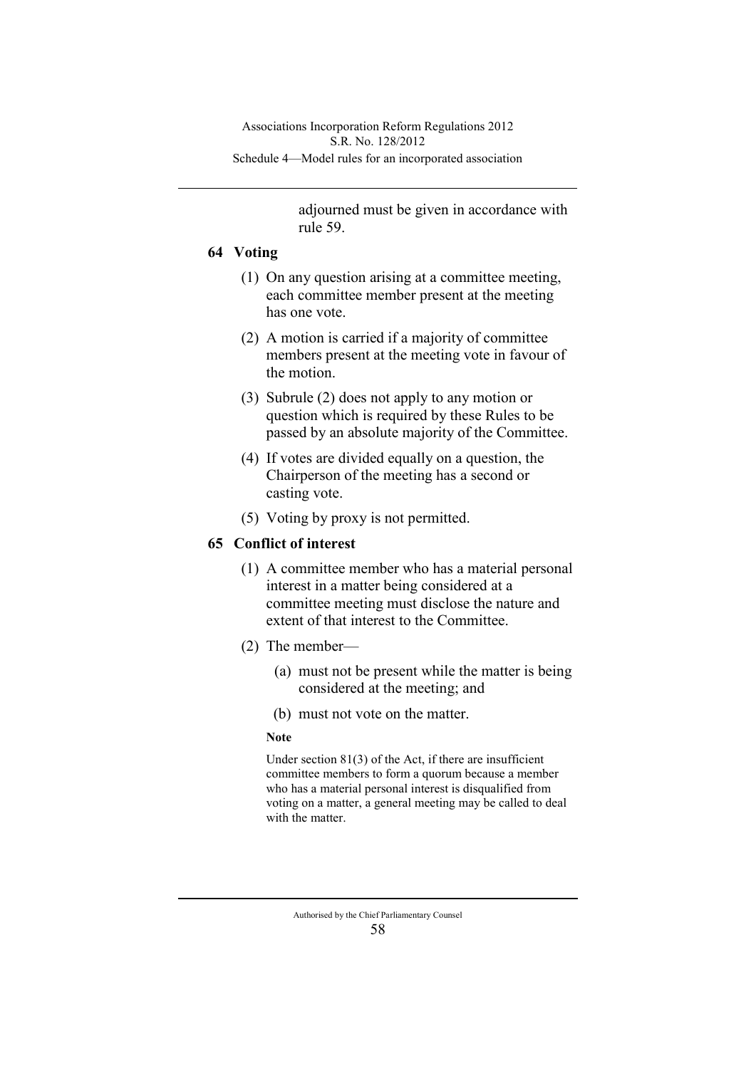adjourned must be given in accordance with rule 59.

### 64 Voting

(1) On any question arising at a committee meeting, each committee member present at the meeting has one vote.

(2) A motion is carried if a majority of committee members present at the meeting vote in favour of the motion.

(3) Subrule (2) does not apply to any motion or question which is required by these Rules to be passed by an absolute majority of the Committee.

(4) If votes are divided equally on a question, the Chairperson of the meeting has a second or casting vote.

(5) Voting by proxy is not permitted.

### 65 Conflict of interest

(1) A committee member who has a material personal interest in a matter being considered at a committee meeting must disclose the nature and extent of that interest to the Committee.

(2) The member—

(a) must not be present while the matter is being considered at the meeting; and

(b) must not vote on the matter.

**Note**

Under section 81(3) of the Act, if there are insufficient committee members to form a quorum because a member who has a material personal interest is disqualified from voting on a matter, a general meeting may be called to deal with the matter.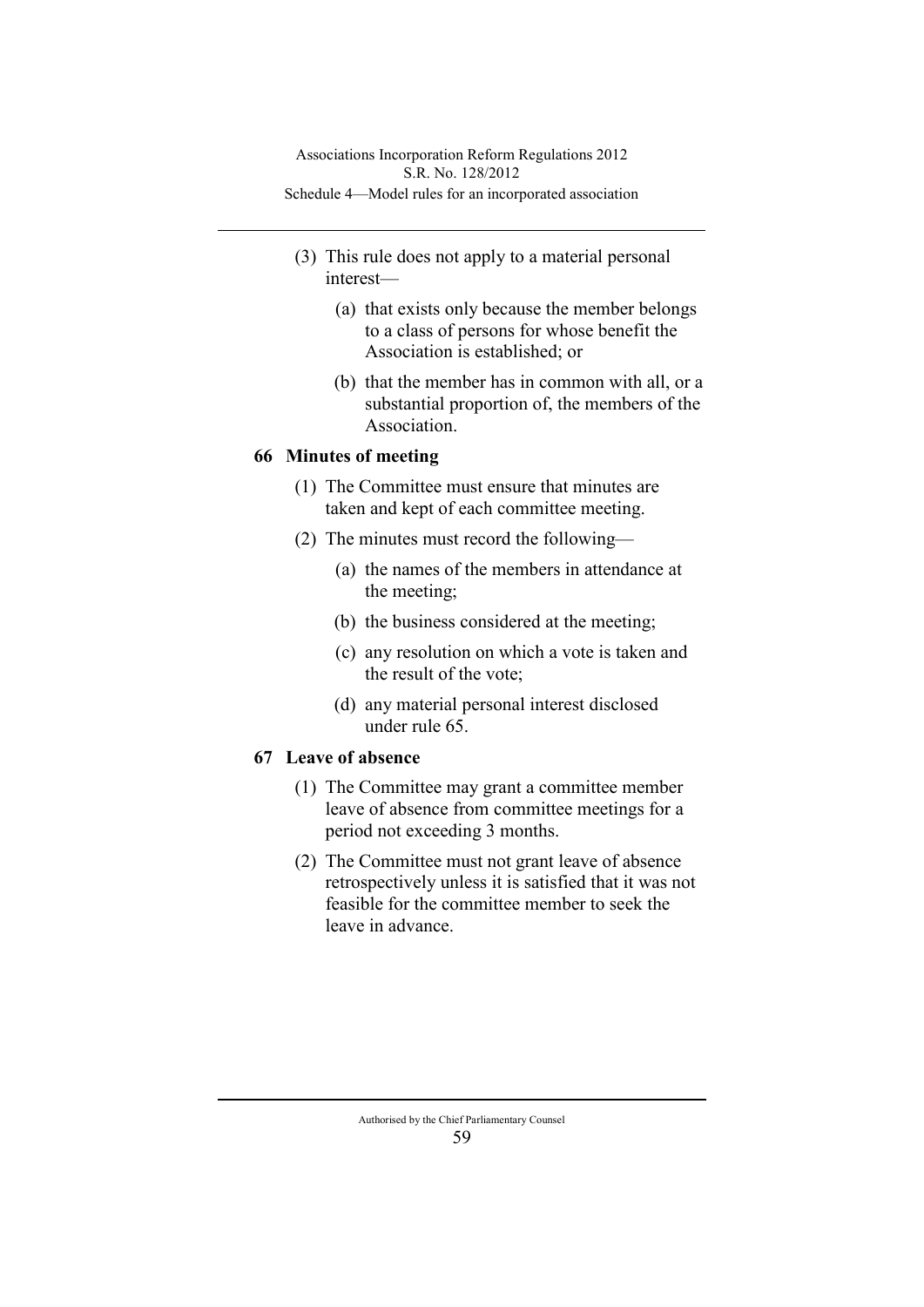(3) This rule does not apply to a material personal interest—

(a) that exists only because the member belongs to a class of persons for whose benefit the Association is established; or

(b) that the member has in common with all, or a substantial proportion of, the members of the Association.

## 66 Minutes of meeting

(1) The Committee must ensure that minutes are taken and kept of each committee meeting.

(2) The minutes must record the following—

(a) the names of the members in attendance at the meeting;

(b) the business considered at the meeting;

(c) any resolution on which a vote is taken and the result of the vote;

(d) any material personal interest disclosed under rule 65.

## 67 Leave of absence

(1) The Committee may grant a committee member leave of absence from committee meetings for a period not exceeding 3 months.

(2) The Committee must not grant leave of absence retrospectively unless it is satisfied that it was not feasible for the committee member to seek the leave in advance.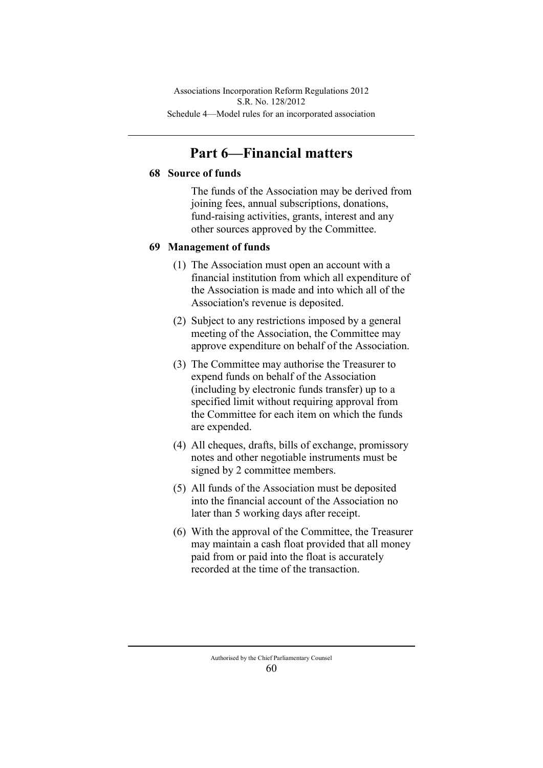# Part 6—Financial matters

## 68 Source of funds

The funds of the Association may be derived from joining fees, annual subscriptions, donations, fund-raising activities, grants, interest and any other sources approved by the Committee.

## 69 Management of funds

(1) The Association must open an account with a financial institution from which all expenditure of the Association is made and into which all of the Association's revenue is deposited.

(2) Subject to any restrictions imposed by a general meeting of the Association, the Committee may approve expenditure on behalf of the Association.

(3) The Committee may authorise the Treasurer to expend funds on behalf of the Association (including by electronic funds transfer) up to a specified limit without requiring approval from the Committee for each item on which the funds are expended.

(4) All cheques, drafts, bills of exchange, promissory notes and other negotiable instruments must be signed by 2 committee members.

(5) All funds of the Association must be deposited into the financial account of the Association no later than 5 working days after receipt.

(6) With the approval of the Committee, the Treasurer may maintain a cash float provided that all money paid from or paid into the float is accurately recorded at the time of the transaction.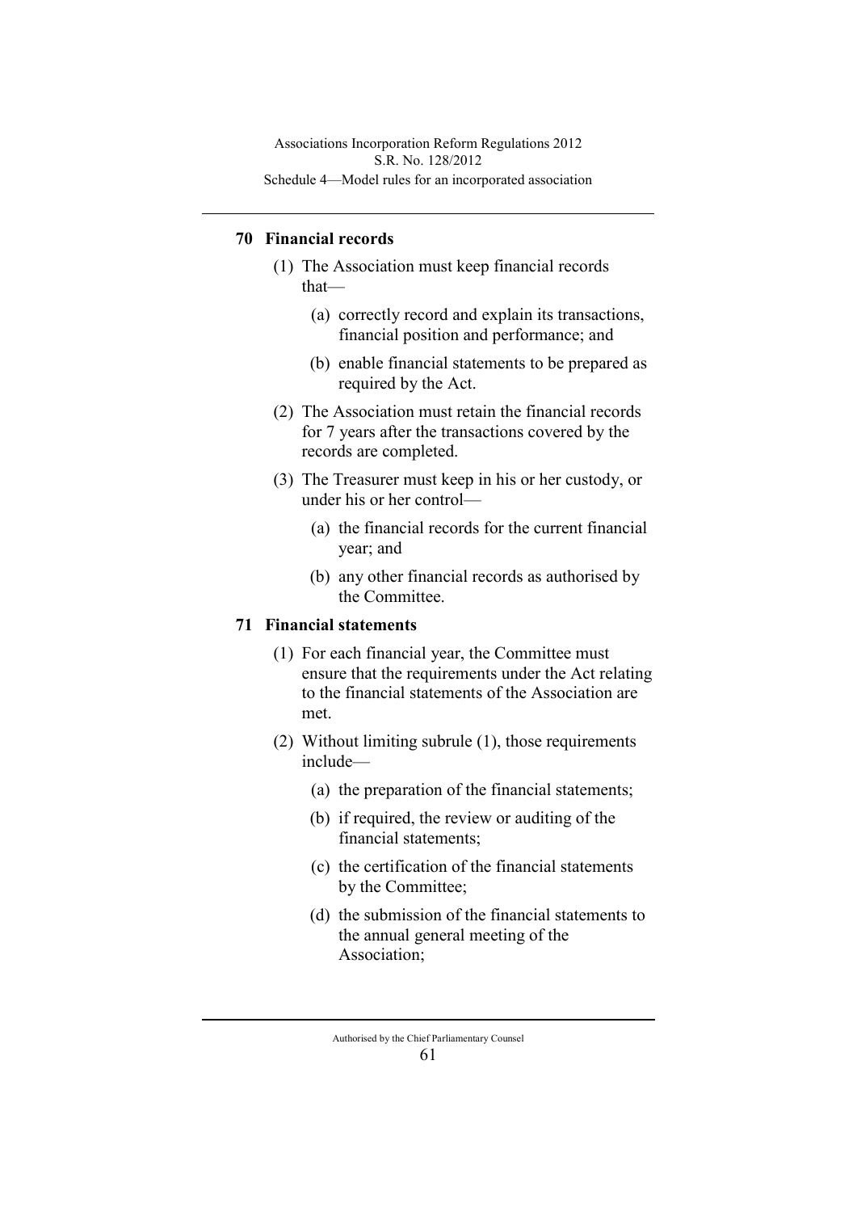## 70 Financial records

(1) The Association must keep financial records that—

(a) correctly record and explain its transactions, financial position and performance; and

(b) enable financial statements to be prepared as required by the Act.

(2) The Association must retain the financial records for 7 years after the transactions covered by the records are completed.

(3) The Treasurer must keep in his or her custody, or under his or her control—

(a) the financial records for the current financial year; and

(b) any other financial records as authorised by the Committee.

## 71 Financial statements

(1) For each financial year, the Committee must ensure that the requirements under the Act relating to the financial statements of the Association are met.

(2) Without limiting subrule (1), those requirements include—

(a) the preparation of the financial statements;

(b) if required, the review or auditing of the financial statements;

(c) the certification of the financial statements by the Committee;

(d) the submission of the financial statements to the annual general meeting of the Association;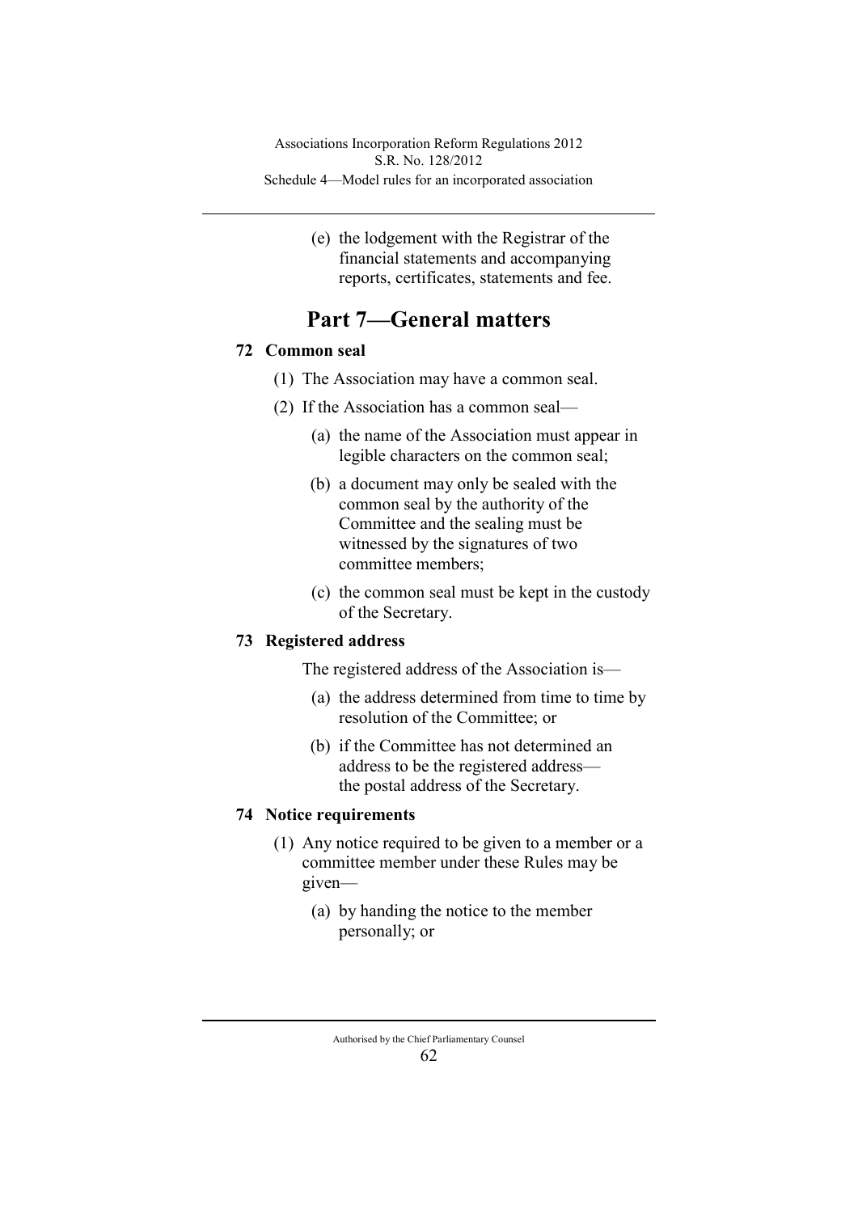(e) the lodgement with the Registrar of the financial statements and accompanying reports, certificates, statements and fee.

## Part 7—General matters

### 72 Common seal

(1) The Association may have a common seal.

(2) If the Association has a common seal—

(a) the name of the Association must appear in legible characters on the common seal;

(b) a document may only be sealed with the common seal by the authority of the Committee and the sealing must be witnessed by the signatures of two committee members;

(c) the common seal must be kept in the custody of the Secretary.

### 73 Registered address

The registered address of the Association is—

(a) the address determined from time to time by resolution of the Committee; or

(b) if the Committee has not determined an address to be the registered address— the postal address of the Secretary.

### 74 Notice requirements

(1) Any notice required to be given to a member or a committee member under these Rules may be given—

(a) by handing the notice to the member personally; or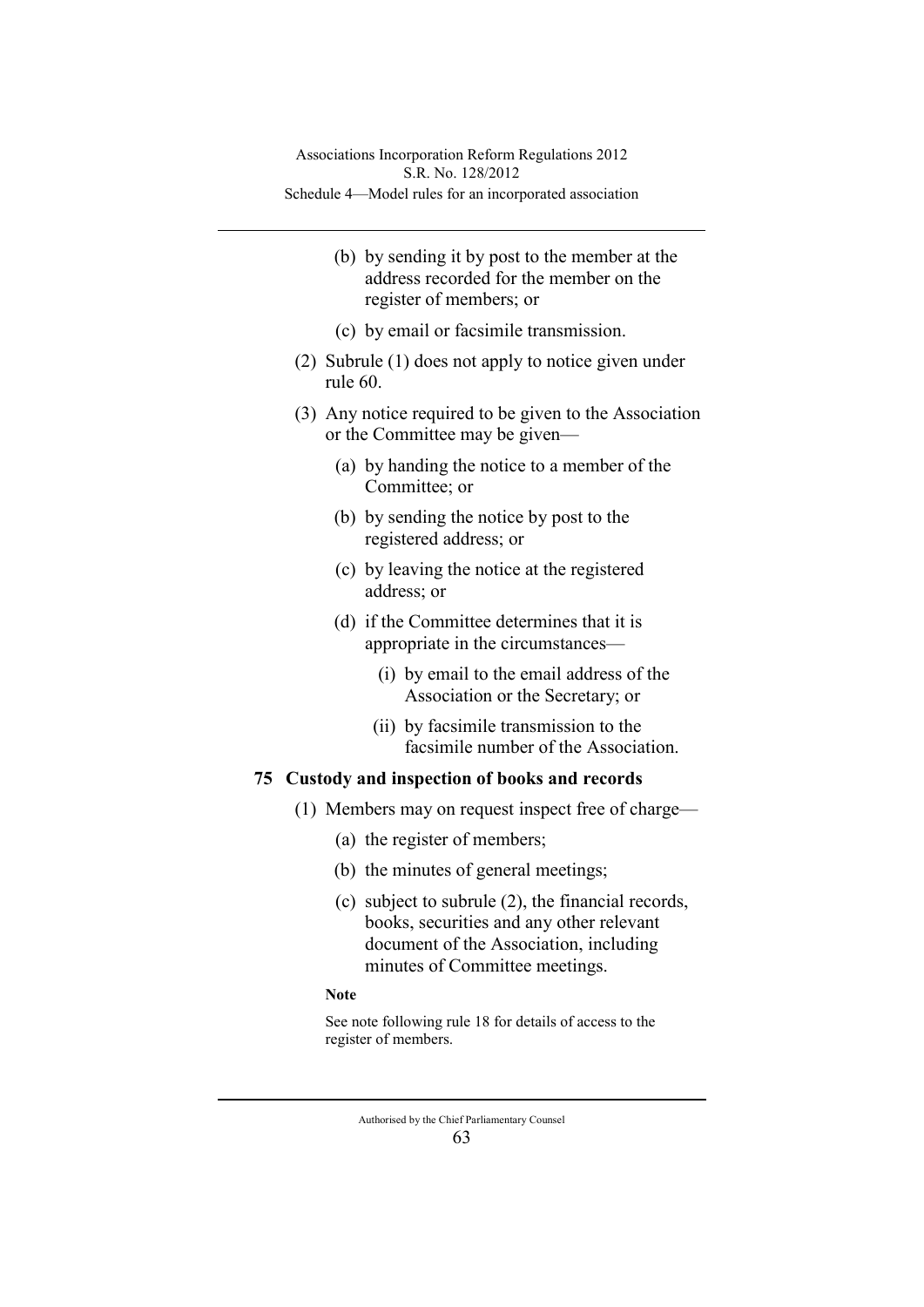(b) by sending it by post to the member at the address recorded for the member on the register of members; or

(c) by email or facsimile transmission.

(2) Subrule (1) does not apply to notice given under rule 60.

(3) Any notice required to be given to the Association or the Committee may be given—

(a) by handing the notice to a member of the Committee; or

(b) by sending the notice by post to the registered address; or

(c) by leaving the notice at the registered address; or

(d) if the Committee determines that it is appropriate in the circumstances—

(i) by email to the email address of the Association or the Secretary; or

(ii) by facsimile transmission to the facsimile number of the Association.

### 75 Custody and inspection of books and records

(1) Members may on request inspect free of charge—

(a) the register of members;

(b) the minutes of general meetings;

(c) subject to subrule (2), the financial records, books, securities and any other relevant document of the Association, including minutes of Committee meetings.

**Note**

See note following rule 18 for details of access to the register of members.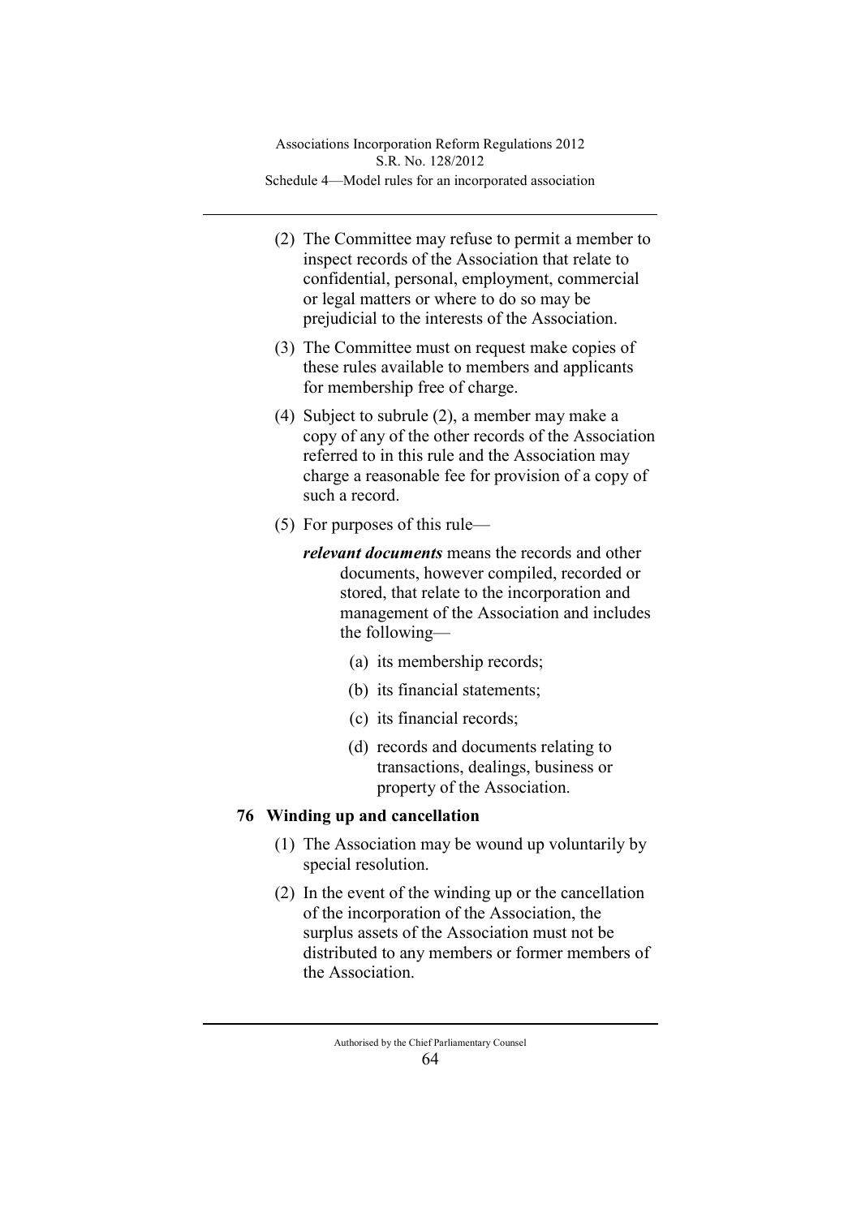(2) The Committee may refuse to permit a member to inspect records of the Association that relate to confidential, personal, employment, commercial or legal matters or where to do so may be prejudicial to the interests of the Association.

(3) The Committee must on request make copies of these rules available to members and applicants for membership free of charge.

(4) Subject to subrule (2), a member may make a copy of any of the other records of the Association referred to in this rule and the Association may charge a reasonable fee for provision of a copy of such a record.

(5) For purposes of this rule—

***relevant documents*** means the records and other documents, however compiled, recorded or stored, that relate to the incorporation and management of the Association and includes the following—

(a) its membership records;

(b) its financial statements;

(c) its financial records;

(d) records and documents relating to transactions, dealings, business or property of the Association.

## 76 Winding up and cancellation

(1) The Association may be wound up voluntarily by special resolution.

(2) In the event of the winding up or the cancellation of the incorporation of the Association, the surplus assets of the Association must not be distributed to any members or former members of the Association.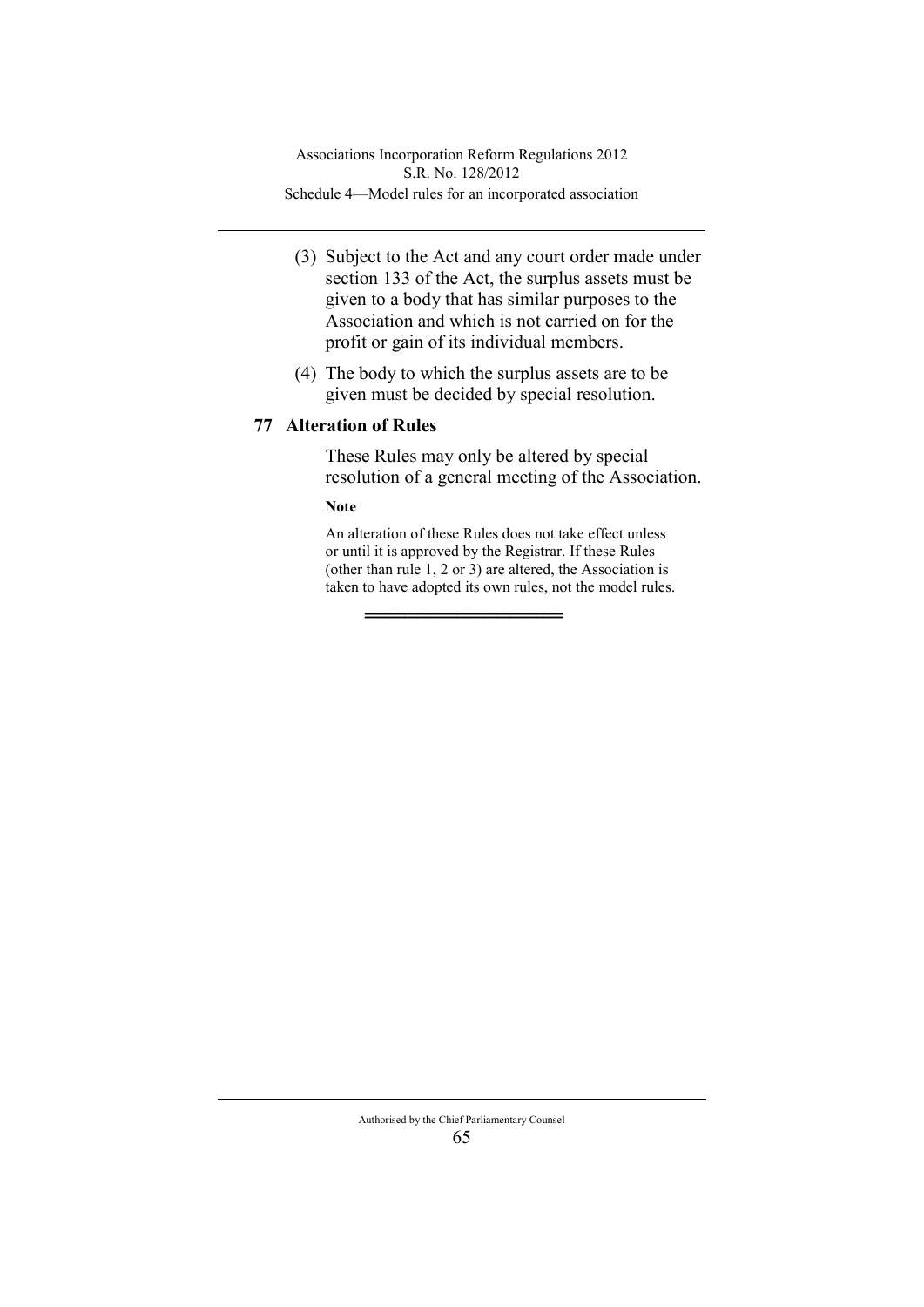(3) Subject to the Act and any court order made under section 133 of the Act, the surplus assets must be given to a body that has similar purposes to the Association and which is not carried on for the profit or gain of its individual members.

(4) The body to which the surplus assets are to be given must be decided by special resolution.

### 77 Alteration of Rules

These Rules may only be altered by special resolution of a general meeting of the Association.

**Note**

An alteration of these Rules does not take effect unless or until it is approved by the Registrar. If these Rules (other than rule 1, 2 or 3) are altered, the Association is taken to have adopted its own rules, not the model rules.

═══════════════